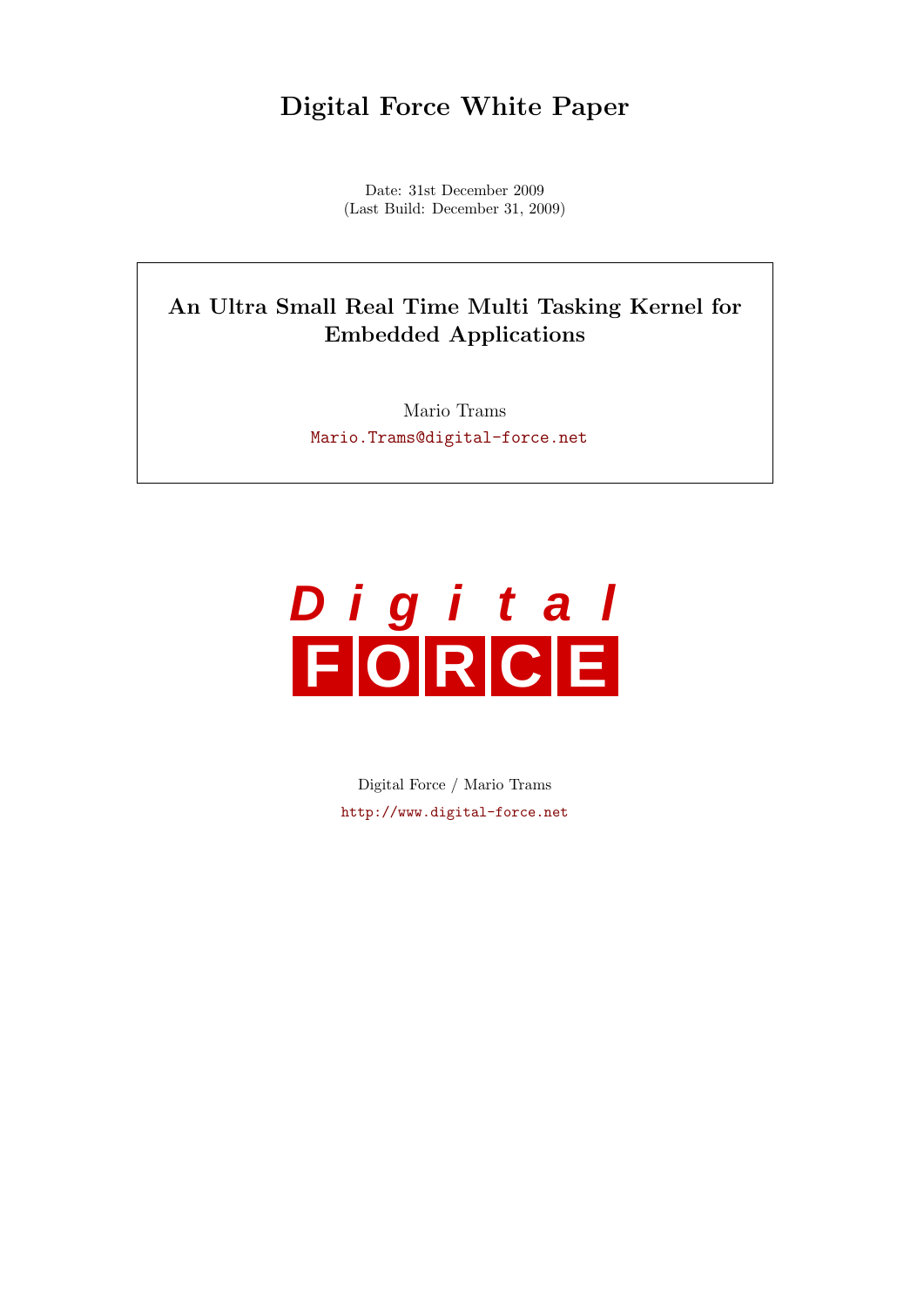# Digital Force White Paper

Date: 31st December 2009
(Last Build: December 31, 2009)

## An Ultra Small Real Time Multi Tasking Kernel for Embedded Applications

Mario Trams

Mario.Trams@digital-force.net

**D i g i t a l**
**FORCE**

Digital Force / Mario Trams

http://www.digital-force.net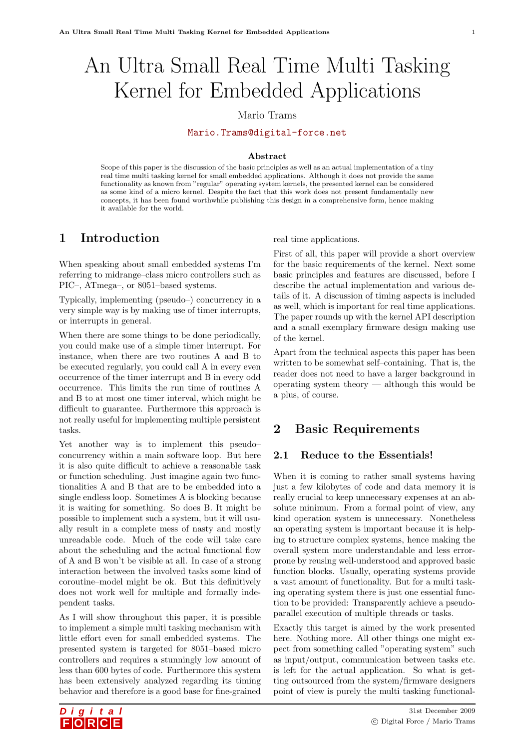# An Ultra Small Real Time Multi Tasking Kernel for Embedded Applications

Mario Trams

Mario.Trams@digital-force.net

### Abstract

Scope of this paper is the discussion of the basic principles as well as an actual implementation of a tiny real time multi tasking kernel for small embedded applications. Although it does not provide the same functionality as known from "regular" operating system kernels, the presented kernel can be considered as some kind of a micro kernel. Despite the fact that this work does not present fundamentally new concepts, it has been found worthwhile publishing this design in a comprehensive form, hence making it available for the world.

## 1 Introduction

When speaking about small embedded systems I'm referring to midrange–class micro controllers such as PIC–, ATmega–, or 8051–based systems.

Typically, implementing (pseudo–) concurrency in a very simple way is by making use of timer interrupts, or interrupts in general.

When there are some things to be done periodically, you could make use of a simple timer interrupt. For instance, when there are two routines A and B to be executed regularly, you could call A in every even occurrence of the timer interrupt and B in every odd occurrence. This limits the run time of routines A and B to at most one timer interval, which might be difficult to guarantee. Furthermore this approach is not really useful for implementing multiple persistent tasks.

Yet another way is to implement this pseudo–concurrency within a main software loop. But here it is also quite difficult to achieve a reasonable task or function scheduling. Just imagine again two functionalities A and B that are to be embedded into a single endless loop. Sometimes A is blocking because it is waiting for something. So does B. It might be possible to implement such a system, but it will usually result in a complete mess of nasty and mostly unreadable code. Much of the code will take care about the scheduling and the actual functional flow of A and B won't be visible at all. In case of a strong interaction between the involved tasks some kind of coroutine–model might be ok. But this definitively does not work well for multiple and formally independent tasks.

As I will show throughout this paper, it is possible to implement a simple multi tasking mechanism with little effort even for small embedded systems. The presented system is targeted for 8051–based micro controllers and requires a stunningly low amount of less than 600 bytes of code. Furthermore this system has been extensively analyzed regarding its timing behavior and therefore is a good base for fine-grained real time applications.

First of all, this paper will provide a short overview for the basic requirements of the kernel. Next some basic principles and features are discussed, before I describe the actual implementation and various details of it. A discussion of timing aspects is included as well, which is important for real time applications. The paper rounds up with the kernel API description and a small exemplary firmware design making use of the kernel.

Apart from the technical aspects this paper has been written to be somewhat self–containing. That is, the reader does not need to have a larger background in operating system theory — although this would be a plus, of course.

## 2 Basic Requirements

### 2.1 Reduce to the Essentials!

When it is coming to rather small systems having just a few kilobytes of code and data memory it is really crucial to keep unnecessary expenses at an absolute minimum. From a formal point of view, any kind operation system is unnecessary. Nonetheless an operating system is important because it is helping to structure complex systems, hence making the overall system more understandable and less error-prone by reusing well-understood and approved basic function blocks. Usually, operating systems provide a vast amount of functionality. But for a multi tasking operating system there is just one essential function to be provided: Transparently achieve a pseudo-parallel execution of multiple threads or tasks.

Exactly this target is aimed by the work presented here. Nothing more. All other things one might expect from something called "operating system" such as input/output, communication between tasks etc. is left for the actual application. So what is getting outsourced from the system/firmware designers point of view is purely the multi tasking functional-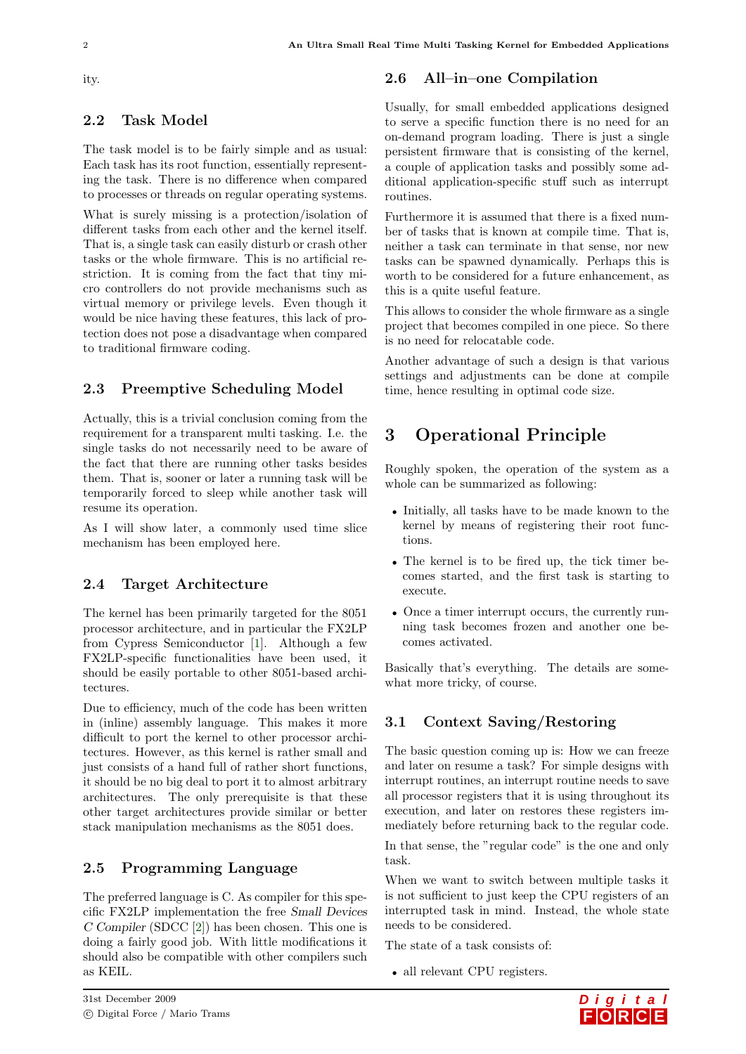ity.

## 2.2 Task Model

The task model is to be fairly simple and as usual: Each task has its root function, essentially representing the task. There is no difference when compared to processes or threads on regular operating systems.

What is surely missing is a protection/isolation of different tasks from each other and the kernel itself. That is, a single task can easily disturb or crash other tasks or the whole firmware. This is no artificial restriction. It is coming from the fact that tiny micro controllers do not provide mechanisms such as virtual memory or privilege levels. Even though it would be nice having these features, this lack of protection does not pose a disadvantage when compared to traditional firmware coding.

## 2.3 Preemptive Scheduling Model

Actually, this is a trivial conclusion coming from the requirement for a transparent multi tasking. I.e. the single tasks do not necessarily need to be aware of the fact that there are running other tasks besides them. That is, sooner or later a running task will be temporarily forced to sleep while another task will resume its operation.

As I will show later, a commonly used time slice mechanism has been employed here.

## 2.4 Target Architecture

The kernel has been primarily targeted for the 8051 processor architecture, and in particular the FX2LP from Cypress Semiconductor [1]. Although a few FX2LP-specific functionalities have been used, it should be easily portable to other 8051-based architectures.

Due to efficiency, much of the code has been written in (inline) assembly language. This makes it more difficult to port the kernel to other processor architectures. However, as this kernel is rather small and just consists of a hand full of rather short functions, it should be no big deal to port it to almost arbitrary architectures. The only prerequisite is that these other target architectures provide similar or better stack manipulation mechanisms as the 8051 does.

## 2.5 Programming Language

The preferred language is C. As compiler for this specific FX2LP implementation the free *Small Devices C Compiler* (SDCC [2]) has been chosen. This one is doing a fairly good job. With little modifications it should also be compatible with other compilers such as KEIL.

## 2.6 All–in–one Compilation

Usually, for small embedded applications designed to serve a specific function there is no need for an on-demand program loading. There is just a single persistent firmware that is consisting of the kernel, a couple of application tasks and possibly some additional application-specific stuff such as interrupt routines.

Furthermore it is assumed that there is a fixed number of tasks that is known at compile time. That is, neither a task can terminate in that sense, nor new tasks can be spawned dynamically. Perhaps this is worth to be considered for a future enhancement, as this is a quite useful feature.

This allows to consider the whole firmware as a single project that becomes compiled in one piece. So there is no need for relocatable code.

Another advantage of such a design is that various settings and adjustments can be done at compile time, hence resulting in optimal code size.

# 3 Operational Principle

Roughly spoken, the operation of the system as a whole can be summarized as following:

- Initially, all tasks have to be made known to the kernel by means of registering their root functions.
- The kernel is to be fired up, the tick timer becomes started, and the first task is starting to execute.
- Once a timer interrupt occurs, the currently running task becomes frozen and another one becomes activated.

Basically that's everything. The details are somewhat more tricky, of course.

## 3.1 Context Saving/Restoring

The basic question coming up is: How we can freeze and later on resume a task? For simple designs with interrupt routines, an interrupt routine needs to save all processor registers that it is using throughout its execution, and later on restores these registers immediately before returning back to the regular code.

In that sense, the "regular code" is the one and only task.

When we want to switch between multiple tasks it is not sufficient to just keep the CPU registers of an interrupted task in mind. Instead, the whole state needs to be considered.

The state of a task consists of:

- all relevant CPU registers.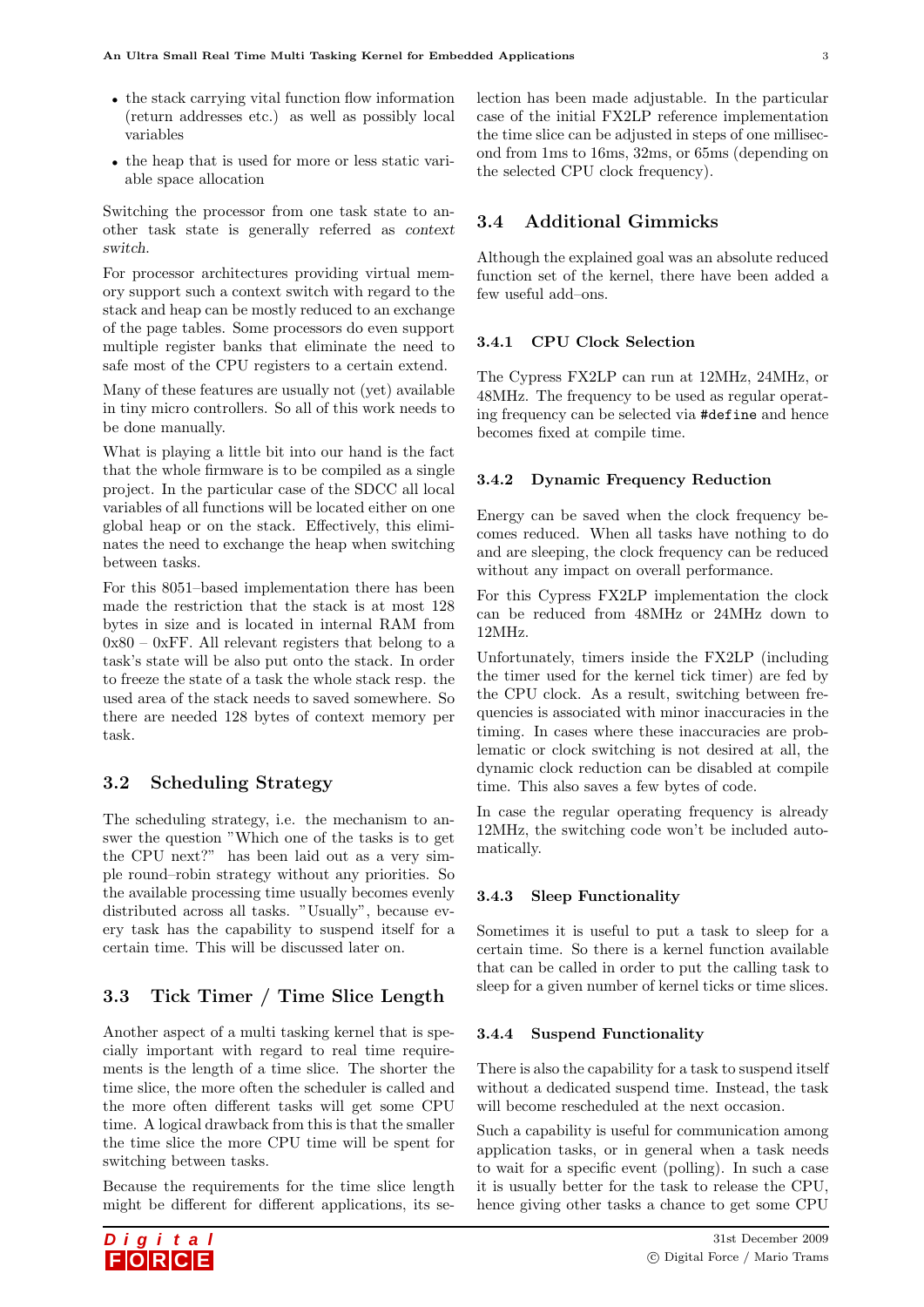- the stack carrying vital function flow information (return addresses etc.) as well as possibly local variables
- the heap that is used for more or less static variable space allocation

Switching the processor from one task state to another task state is generally referred as *context switch*.

For processor architectures providing virtual memory support such a context switch with regard to the stack and heap can be mostly reduced to an exchange of the page tables. Some processors do even support multiple register banks that eliminate the need to safe most of the CPU registers to a certain extend.

Many of these features are usually not (yet) available in tiny micro controllers. So all of this work needs to be done manually.

What is playing a little bit into our hand is the fact that the whole firmware is to be compiled as a single project. In the particular case of the SDCC all local variables of all functions will be located either on one global heap or on the stack. Effectively, this eliminates the need to exchange the heap when switching between tasks.

For this 8051–based implementation there has been made the restriction that the stack is at most 128 bytes in size and is located in internal RAM from 0x80 – 0xFF. All relevant registers that belong to a task's state will be also put onto the stack. In order to freeze the state of a task the whole stack resp. the used area of the stack needs to saved somewhere. So there are needed 128 bytes of context memory per task.

## 3.2 Scheduling Strategy

The scheduling strategy, i.e. the mechanism to answer the question "Which one of the tasks is to get the CPU next?" has been laid out as a very simple round–robin strategy without any priorities. So the available processing time usually becomes evenly distributed across all tasks. "Usually", because every task has the capability to suspend itself for a certain time. This will be discussed later on.

## 3.3 Tick Timer / Time Slice Length

Another aspect of a multi tasking kernel that is specially important with regard to real time requirements is the length of a time slice. The shorter the time slice, the more often the scheduler is called and the more often different tasks will get some CPU time. A logical drawback from this is that the smaller the time slice the more CPU time will be spent for switching between tasks.

Because the requirements for the time slice length might be different for different applications, its selection has been made adjustable. In the particular case of the initial FX2LP reference implementation the time slice can be adjusted in steps of one millisecond from 1ms to 16ms, 32ms, or 65ms (depending on the selected CPU clock frequency).

## 3.4 Additional Gimmicks

Although the explained goal was an absolute reduced function set of the kernel, there have been added a few useful add–ons.

### 3.4.1 CPU Clock Selection

The Cypress FX2LP can run at 12MHz, 24MHz, or 48MHz. The frequency to be used as regular operating frequency can be selected via `#define` and hence becomes fixed at compile time.

### 3.4.2 Dynamic Frequency Reduction

Energy can be saved when the clock frequency becomes reduced. When all tasks have nothing to do and are sleeping, the clock frequency can be reduced without any impact on overall performance.

For this Cypress FX2LP implementation the clock can be reduced from 48MHz or 24MHz down to 12MHz.

Unfortunately, timers inside the FX2LP (including the timer used for the kernel tick timer) are fed by the CPU clock. As a result, switching between frequencies is associated with minor inaccuracies in the timing. In cases where these inaccuracies are problematic or clock switching is not desired at all, the dynamic clock reduction can be disabled at compile time. This also saves a few bytes of code.

In case the regular operating frequency is already 12MHz, the switching code won't be included automatically.

### 3.4.3 Sleep Functionality

Sometimes it is useful to put a task to sleep for a certain time. So there is a kernel function available that can be called in order to put the calling task to sleep for a given number of kernel ticks or time slices.

### 3.4.4 Suspend Functionality

There is also the capability for a task to suspend itself without a dedicated suspend time. Instead, the task will become rescheduled at the next occasion.

Such a capability is useful for communication among application tasks, or in general when a task needs to wait for a specific event (polling). In such a case it is usually better for the task to release the CPU, hence giving other tasks a chance to get some CPU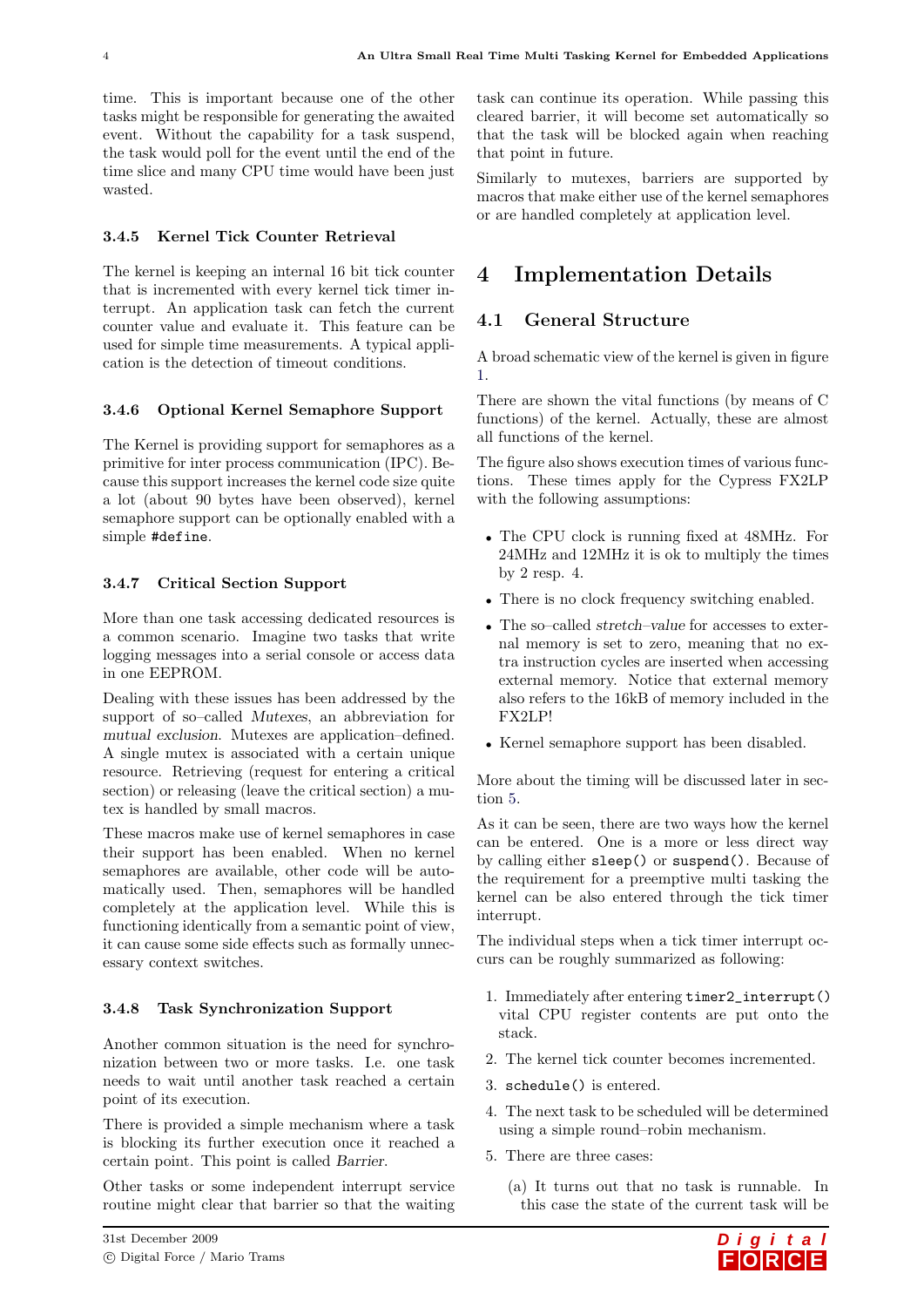time. This is important because one of the other tasks might be responsible for generating the awaited event. Without the capability for a task suspend, the task would poll for the event until the end of the time slice and many CPU time would have been just wasted.

#### 3.4.5 Kernel Tick Counter Retrieval

The kernel is keeping an internal 16 bit tick counter that is incremented with every kernel tick timer interrupt. An application task can fetch the current counter value and evaluate it. This feature can be used for simple time measurements. A typical application is the detection of timeout conditions.

#### 3.4.6 Optional Kernel Semaphore Support

The Kernel is providing support for semaphores as a primitive for inter process communication (IPC). Because this support increases the kernel code size quite a lot (about 90 bytes have been observed), kernel semaphore support can be optionally enabled with a simple `#define`.

#### 3.4.7 Critical Section Support

More than one task accessing dedicated resources is a common scenario. Imagine two tasks that write logging messages into a serial console or access data in one EEPROM.

Dealing with these issues has been addressed by the support of so–called *Mutexes*, an abbreviation for *mutual exclusion*. Mutexes are application–defined. A single mutex is associated with a certain unique resource. Retrieving (request for entering a critical section) or releasing (leave the critical section) a mutex is handled by small macros.

These macros make use of kernel semaphores in case their support has been enabled. When no kernel semaphores are available, other code will be automatically used. Then, semaphores will be handled completely at the application level. While this is functioning identically from a semantic point of view, it can cause some side effects such as formally unnecessary context switches.

#### 3.4.8 Task Synchronization Support

Another common situation is the need for synchronization between two or more tasks. I.e. one task needs to wait until another task reached a certain point of its execution.

There is provided a simple mechanism where a task is blocking its further execution once it reached a certain point. This point is called *Barrier*.

Other tasks or some independent interrupt service routine might clear that barrier so that the waiting task can continue its operation. While passing this cleared barrier, it will become set automatically so that the task will be blocked again when reaching that point in future.

Similarly to mutexes, barriers are supported by macros that make either use of the kernel semaphores or are handled completely at application level.

# 4 Implementation Details

## 4.1 General Structure

A broad schematic view of the kernel is given in figure 1.

There are shown the vital functions (by means of C functions) of the kernel. Actually, these are almost all functions of the kernel.

The figure also shows execution times of various functions. These times apply for the Cypress FX2LP with the following assumptions:

- The CPU clock is running fixed at 48MHz. For 24MHz and 12MHz it is ok to multiply the times by 2 resp. 4.
- There is no clock frequency switching enabled.
- The so–called *stretch–value* for accesses to external memory is set to zero, meaning that no extra instruction cycles are inserted when accessing external memory. Notice that external memory also refers to the 16kB of memory included in the FX2LP!
- Kernel semaphore support has been disabled.

More about the timing will be discussed later in section 5.

As it can be seen, there are two ways how the kernel can be entered. One is a more or less direct way by calling either `sleep()` or `suspend()`. Because of the requirement for a preemptive multi tasking the kernel can be also entered through the tick timer interrupt.

The individual steps when a tick timer interrupt occurs can be roughly summarized as following:

1. Immediately after entering `timer2_interrupt()` vital CPU register contents are put onto the stack.
2. The kernel tick counter becomes incremented.
3. `schedule()` is entered.
4. The next task to be scheduled will be determined using a simple round–robin mechanism.
5. There are three cases:

   (a) It turns out that no task is runnable. In this case the state of the current task will be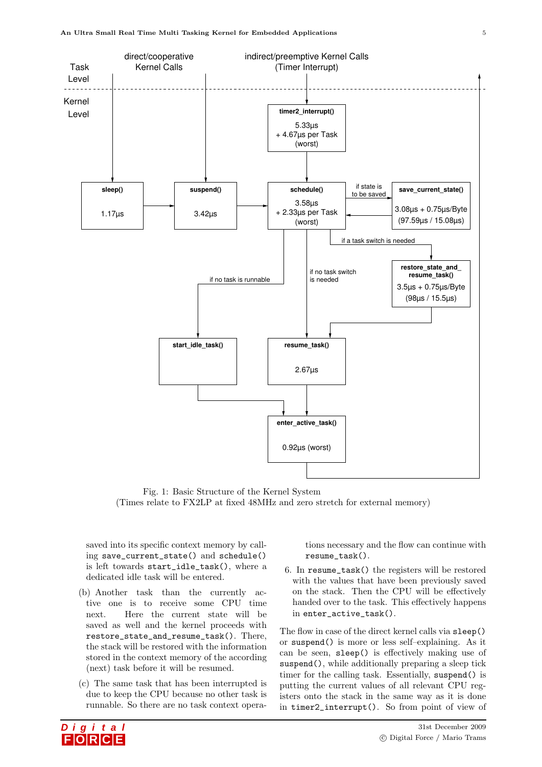Task Level | direct/cooperative Kernel Calls | indirect/preemptive Kernel Calls (Timer Interrupt)

Kernel Level

**timer2_interrupt()** 5.33µs + 4.67µs per Task (worst)

**sleep()** 1.17µs

**suspend()** 3.42µs

**schedule()** 3.58µs + 2.33µs per Task (worst)

if state is to be saved

**save_current_state()** 3.08µs + 0.75µs/Byte (97.59µs / 15.08µs)

if a task switch is needed

**restore_state_and_resume_task()** 3.5µs + 0.75µs/Byte (98µs / 15.5µs)

if no task is runnable

if no task switch is needed

**start_idle_task()**

**resume_task()** 2.67µs

**enter_active_task()** 0.92µs (worst)

Fig. 1: Basic Structure of the Kernel System
(Times relate to FX2LP at fixed 48MHz and zero stretch for external memory)

saved into its specific context memory by calling `save_current_state()` and `schedule()` is left towards `start_idle_task()`, where a dedicated idle task will be entered.

(b) Another task than the currently active one is to receive some CPU time next. Here the current state will be saved as well and the kernel proceeds with `restore_state_and_resume_task()`. There, the stack will be restored with the information stored in the context memory of the according (next) task before it will be resumed.

(c) The same task that has been interrupted is due to keep the CPU because no other task is runnable. So there are no task context operations necessary and the flow can continue with `resume_task()`.

6. In `resume_task()` the registers will be restored with the values that have been previously saved on the stack. Then the CPU will be effectively handed over to the task. This effectively happens in `enter_active_task()`.

The flow in case of the direct kernel calls via `sleep()` or `suspend()` is more or less self–explaining. As it can be seen, `sleep()` is effectively making use of `suspend()`, while additionally preparing a sleep tick timer for the calling task. Essentially, `suspend()` is putting the current values of all relevant CPU registers onto the stack in the same way as it is done in `timer2_interrupt()`. So from point of view of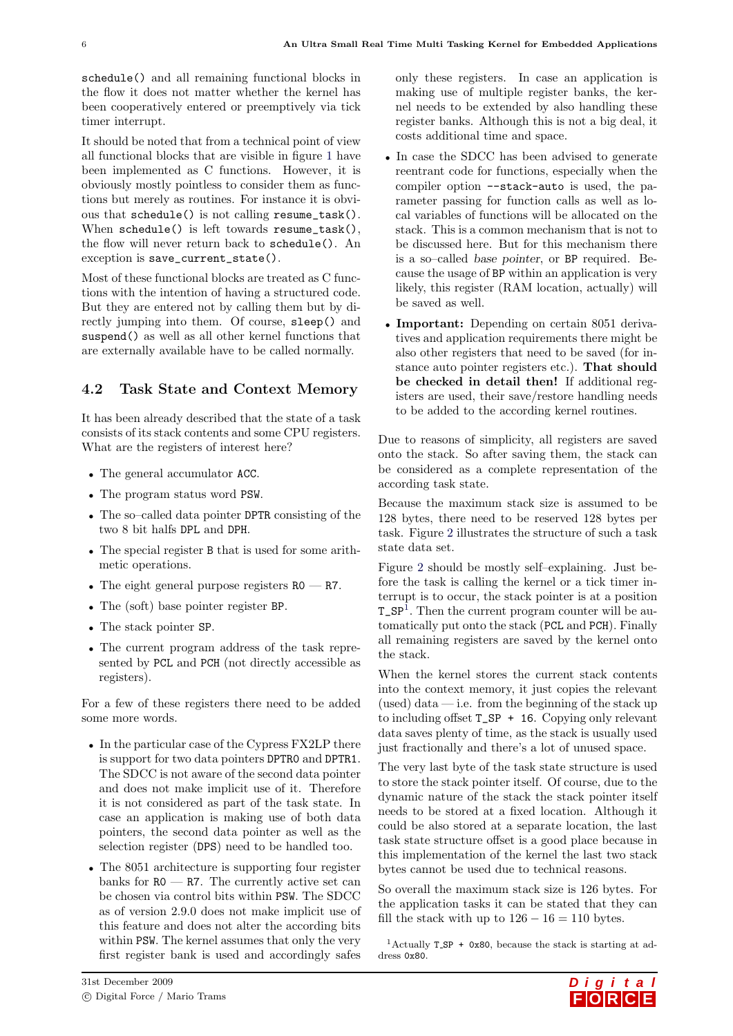schedule() and all remaining functional blocks in the flow it does not matter whether the kernel has been cooperatively entered or preemptively via tick timer interrupt.

It should be noted that from a technical point of view all functional blocks that are visible in figure 1 have been implemented as C functions. However, it is obviously mostly pointless to consider them as functions but merely as routines. For instance it is obvious that schedule() is not calling resume_task(). When schedule() is left towards resume_task(), the flow will never return back to schedule(). An exception is save_current_state().

Most of these functional blocks are treated as C functions with the intention of having a structured code. But they are entered not by calling them but by directly jumping into them. Of course, sleep() and suspend() as well as all other kernel functions that are externally available have to be called normally.

## 4.2 Task State and Context Memory

It has been already described that the state of a task consists of its stack contents and some CPU registers. What are the registers of interest here?

- The general accumulator ACC.
- The program status word PSW.
- The so–called data pointer DPTR consisting of the two 8 bit halfs DPL and DPH.
- The special register B that is used for some arithmetic operations.
- The eight general purpose registers R0 — R7.
- The (soft) base pointer register BP.
- The stack pointer SP.
- The current program address of the task represented by PCL and PCH (not directly accessible as registers).

For a few of these registers there need to be added some more words.

- In the particular case of the Cypress FX2LP there is support for two data pointers DPTR0 and DPTR1. The SDCC is not aware of the second data pointer and does not make implicit use of it. Therefore it is not considered as part of the task state. In case an application is making use of both data pointers, the second data pointer as well as the selection register (DPS) need to be handled too.
- The 8051 architecture is supporting four register banks for R0 — R7. The currently active set can be chosen via control bits within PSW. The SDCC as of version 2.9.0 does not make implicit use of this feature and does not alter the according bits within PSW. The kernel assumes that only the very first register bank is used and accordingly safes only these registers. In case an application is making use of multiple register banks, the kernel needs to be extended by also handling these register banks. Although this is not a big deal, it costs additional time and space.
- In case the SDCC has been advised to generate reentrant code for functions, especially when the compiler option --stack-auto is used, the parameter passing for function calls as well as local variables of functions will be allocated on the stack. This is a common mechanism that is not to be discussed here. But for this mechanism there is a so–called *base pointer*, or BP required. Because the usage of BP within an application is very likely, this register (RAM location, actually) will be saved as well.
- **Important:** Depending on certain 8051 derivatives and application requirements there might be also other registers that need to be saved (for instance auto pointer registers etc.). **That should be checked in detail then!** If additional registers are used, their save/restore handling needs to be added to the according kernel routines.

Due to reasons of simplicity, all registers are saved onto the stack. So after saving them, the stack can be considered as a complete representation of the according task state.

Because the maximum stack size is assumed to be 128 bytes, there need to be reserved 128 bytes per task. Figure 2 illustrates the structure of such a task state data set.

Figure 2 should be mostly self–explaining. Just before the task is calling the kernel or a tick timer interrupt is to occur, the stack pointer is at a position T_SP[1]. Then the current program counter will be automatically put onto the stack (PCL and PCH). Finally all remaining registers are saved by the kernel onto the stack.

When the kernel stores the current stack contents into the context memory, it just copies the relevant (used) data — i.e. from the beginning of the stack up to including offset T_SP + 16. Copying only relevant data saves plenty of time, as the stack is usually used just fractionally and there's a lot of unused space.

The very last byte of the task state structure is used to store the stack pointer itself. Of course, due to the dynamic nature of the stack the stack pointer itself needs to be stored at a fixed location. Although it could be also stored at a separate location, the last task state structure offset is a good place because in this implementation of the kernel the last two stack bytes cannot be used due to technical reasons.

So overall the maximum stack size is 126 bytes. For the application tasks it can be stated that they can fill the stack with up to $126 - 16 = 110$ bytes.

[1] Actually T_SP + 0x80, because the stack is starting at address 0x80.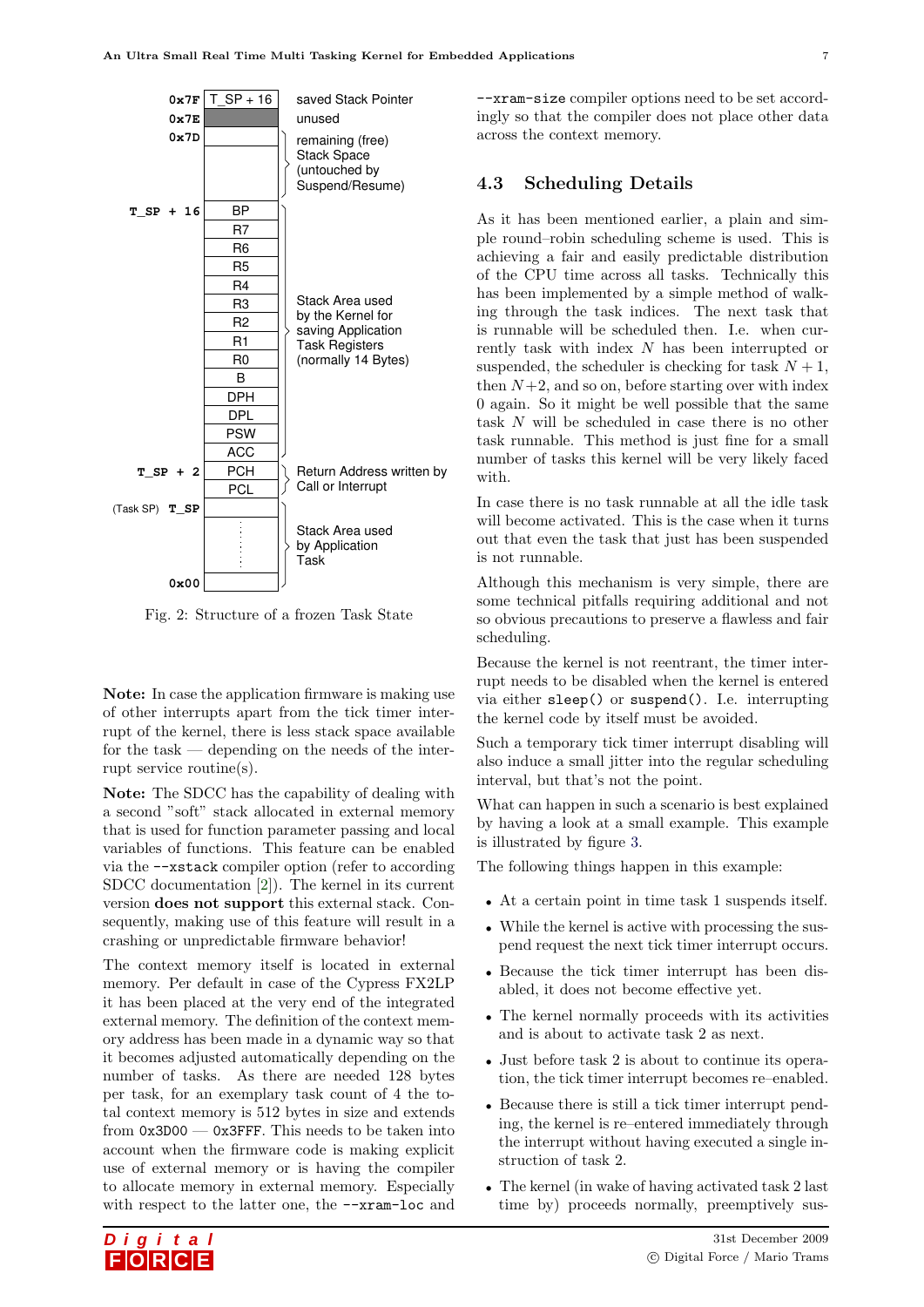| Address | Content | Description |
|---|---|---|
| 0x7F | T_SP + 16 | saved Stack Pointer |
| 0x7E | | unused |
| 0x7D | | remaining (free) Stack Space (untouched by Suspend/Resume) |
| T_SP + 16 | BP | Stack Area used by the Kernel for saving Application Task Registers (normally 14 Bytes) |
| | R7 | |
| | R6 | |
| | R5 | |
| | R4 | |
| | R3 | |
| | R2 | |
| | R1 | |
| | R0 | |
| | B | |
| | DPH | |
| | DPL | |
| | PSW | |
| | ACC | |
| T_SP + 2 | PCH | Return Address written by Call or Interrupt |
| | PCL | |
| (Task SP) T_SP | | Stack Area used by Application Task |
| | ⋮ | |
| 0x00 | | |

Fig. 2: Structure of a frozen Task State

**Note:** In case the application firmware is making use of other interrupts apart from the tick timer interrupt of the kernel, there is less stack space available for the task — depending on the needs of the interrupt service routine(s).

**Note:** The SDCC has the capability of dealing with a second "soft" stack allocated in external memory that is used for function parameter passing and local variables of functions. This feature can be enabled via the `--xstack` compiler option (refer to according SDCC documentation [2]). The kernel in its current version **does not support** this external stack. Consequently, making use of this feature will result in a crashing or unpredictable firmware behavior!

The context memory itself is located in external memory. Per default in case of the Cypress FX2LP it has been placed at the very end of the integrated external memory. The definition of the context memory address has been made in a dynamic way so that it becomes adjusted automatically depending on the number of tasks. As there are needed 128 bytes per task, for an exemplary task count of 4 the total context memory is 512 bytes in size and extends from `0x3D00` — `0x3FFF`. This needs to be taken into account when the firmware code is making explicit use of external memory or is having the compiler to allocate memory in external memory. Especially with respect to the latter one, the `--xram-loc` and `--xram-size` compiler options need to be set accordingly so that the compiler does not place other data across the context memory.

## 4.3 Scheduling Details

As it has been mentioned earlier, a plain and simple round–robin scheduling scheme is used. This is achieving a fair and easily predictable distribution of the CPU time across all tasks. Technically this has been implemented by a simple method of walking through the task indices. The next task that is runnable will be scheduled then. I.e. when currently task with index $N$ has been interrupted or suspended, the scheduler is checking for task $N + 1$, then $N + 2$, and so on, before starting over with index 0 again. So it might be well possible that the same task $N$ will be scheduled in case there is no other task runnable. This method is just fine for a small number of tasks this kernel will be very likely faced with.

In case there is no task runnable at all the idle task will become activated. This is the case when it turns out that even the task that just has been suspended is not runnable.

Although this mechanism is very simple, there are some technical pitfalls requiring additional and not so obvious precautions to preserve a flawless and fair scheduling.

Because the kernel is not reentrant, the timer interrupt needs to be disabled when the kernel is entered via either `sleep()` or `suspend()`. I.e. interrupting the kernel code by itself must be avoided.

Such a temporary tick timer interrupt disabling will also induce a small jitter into the regular scheduling interval, but that's not the point.

What can happen in such a scenario is best explained by having a look at a small example. This example is illustrated by figure 3.

The following things happen in this example:

- At a certain point in time task 1 suspends itself.
- While the kernel is active with processing the suspend request the next tick timer interrupt occurs.
- Because the tick timer interrupt has been disabled, it does not become effective yet.
- The kernel normally proceeds with its activities and is about to activate task 2 as next.
- Just before task 2 is about to continue its operation, the tick timer interrupt becomes re–enabled.
- Because there is still a tick timer interrupt pending, the kernel is re–entered immediately through the interrupt without having executed a single instruction of task 2.
- The kernel (in wake of having activated task 2 last time by) proceeds normally, preemptively sus-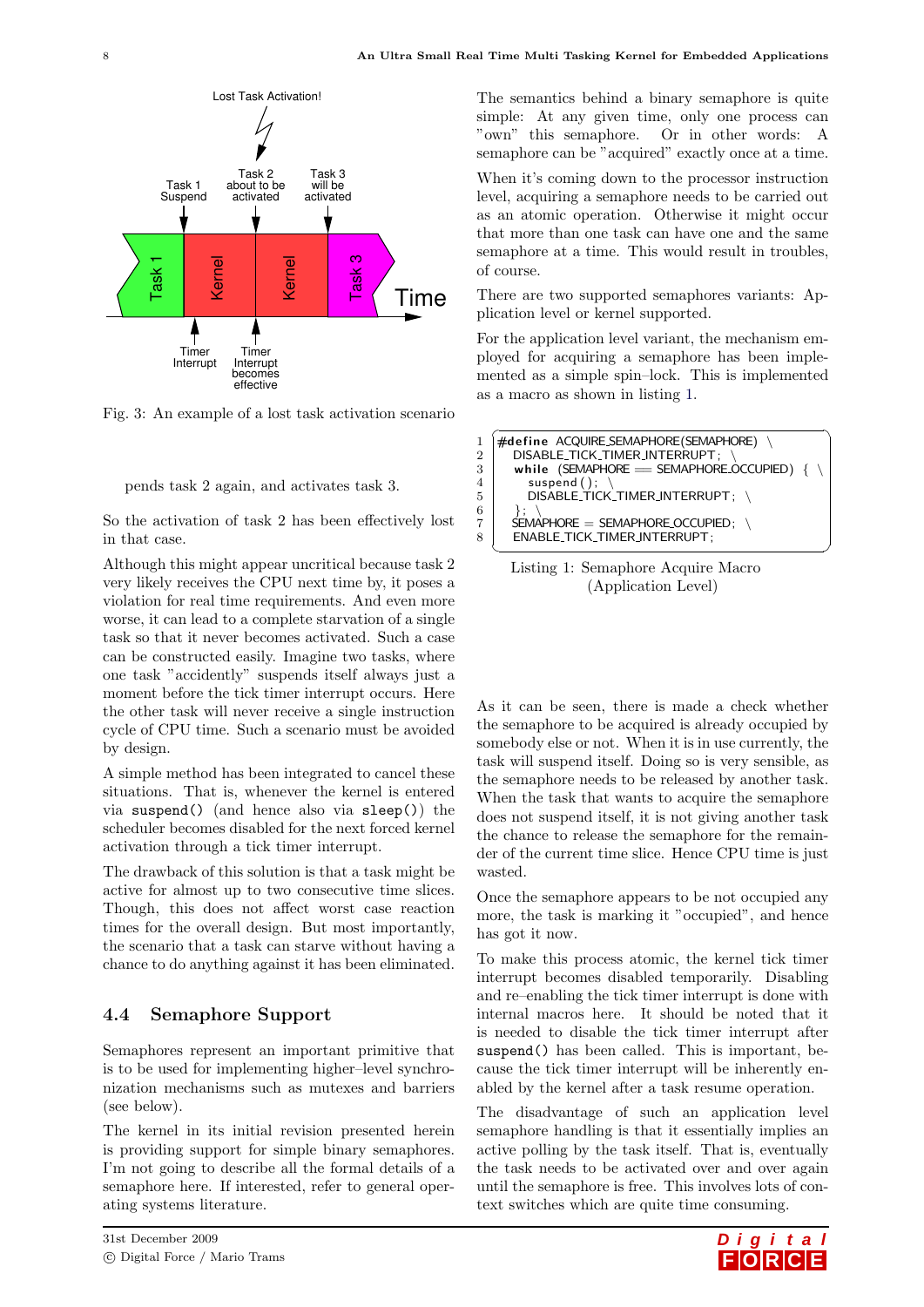Fig. 3: An example of a lost task activation scenario

pends task 2 again, and activates task 3.

So the activation of task 2 has been effectively lost in that case.

Although this might appear uncritical because task 2 very likely receives the CPU next time by, it poses a violation for real time requirements. And even more worse, it can lead to a complete starvation of a single task so that it never becomes activated. Such a case can be constructed easily. Imagine two tasks, where one task "accidently" suspends itself always just a moment before the tick timer interrupt occurs. Here the other task will never receive a single instruction cycle of CPU time. Such a scenario must be avoided by design.

A simple method has been integrated to cancel these situations. That is, whenever the kernel is entered via `suspend()` (and hence also via `sleep()`) the scheduler becomes disabled for the next forced kernel activation through a tick timer interrupt.

The drawback of this solution is that a task might be active for almost up to two consecutive time slices. Though, this does not affect worst case reaction times for the overall design. But most importantly, the scenario that a task can starve without having a chance to do anything against it has been eliminated.

## 4.4 Semaphore Support

Semaphores represent an important primitive that is to be used for implementing higher–level synchronization mechanisms such as mutexes and barriers (see below).

The kernel in its initial revision presented herein is providing support for simple binary semaphores. I'm not going to describe all the formal details of a semaphore here. If interested, refer to general operating systems literature.

The semantics behind a binary semaphore is quite simple: At any given time, only one process can "own" this semaphore. Or in other words: A semaphore can be "acquired" exactly once at a time.

When it's coming down to the processor instruction level, acquiring a semaphore needs to be carried out as an atomic operation. Otherwise it might occur that more than one task can have one and the same semaphore at a time. This would result in troubles, of course.

There are two supported semaphores variants: Application level or kernel supported.

For the application level variant, the mechanism employed for acquiring a semaphore has been implemented as a simple spin–lock. This is implemented as a macro as shown in listing 1.

```
1  #define ACQUIRE_SEMAPHORE(SEMAPHORE)  \
2    DISABLE_TICK_TIMER_INTERRUPT;  \
3    while (SEMAPHORE == SEMAPHORE_OCCUPIED) { \
4      suspend();  \
5      DISABLE_TICK_TIMER_INTERRUPT;  \
6    };  \
7    SEMAPHORE = SEMAPHORE_OCCUPIED;  \
8    ENABLE_TICK_TIMER_INTERRUPT;
```

Listing 1: Semaphore Acquire Macro (Application Level)

As it can be seen, there is made a check whether the semaphore to be acquired is already occupied by somebody else or not. When it is in use currently, the task will suspend itself. Doing so is very sensible, as the semaphore needs to be released by another task. When the task that wants to acquire the semaphore does not suspend itself, it is not giving another task the chance to release the semaphore for the remainder of the current time slice. Hence CPU time is just wasted.

Once the semaphore appears to be not occupied any more, the task is marking it "occupied", and hence has got it now.

To make this process atomic, the kernel tick timer interrupt becomes disabled temporarily. Disabling and re–enabling the tick timer interrupt is done with internal macros here. It should be noted that it is needed to disable the tick timer interrupt after `suspend()` has been called. This is important, because the tick timer interrupt will be inherently enabled by the kernel after a task resume operation.

The disadvantage of such an application level semaphore handling is that it essentially implies an active polling by the task itself. That is, eventually the task needs to be activated over and over again until the semaphore is free. This involves lots of context switches which are quite time consuming.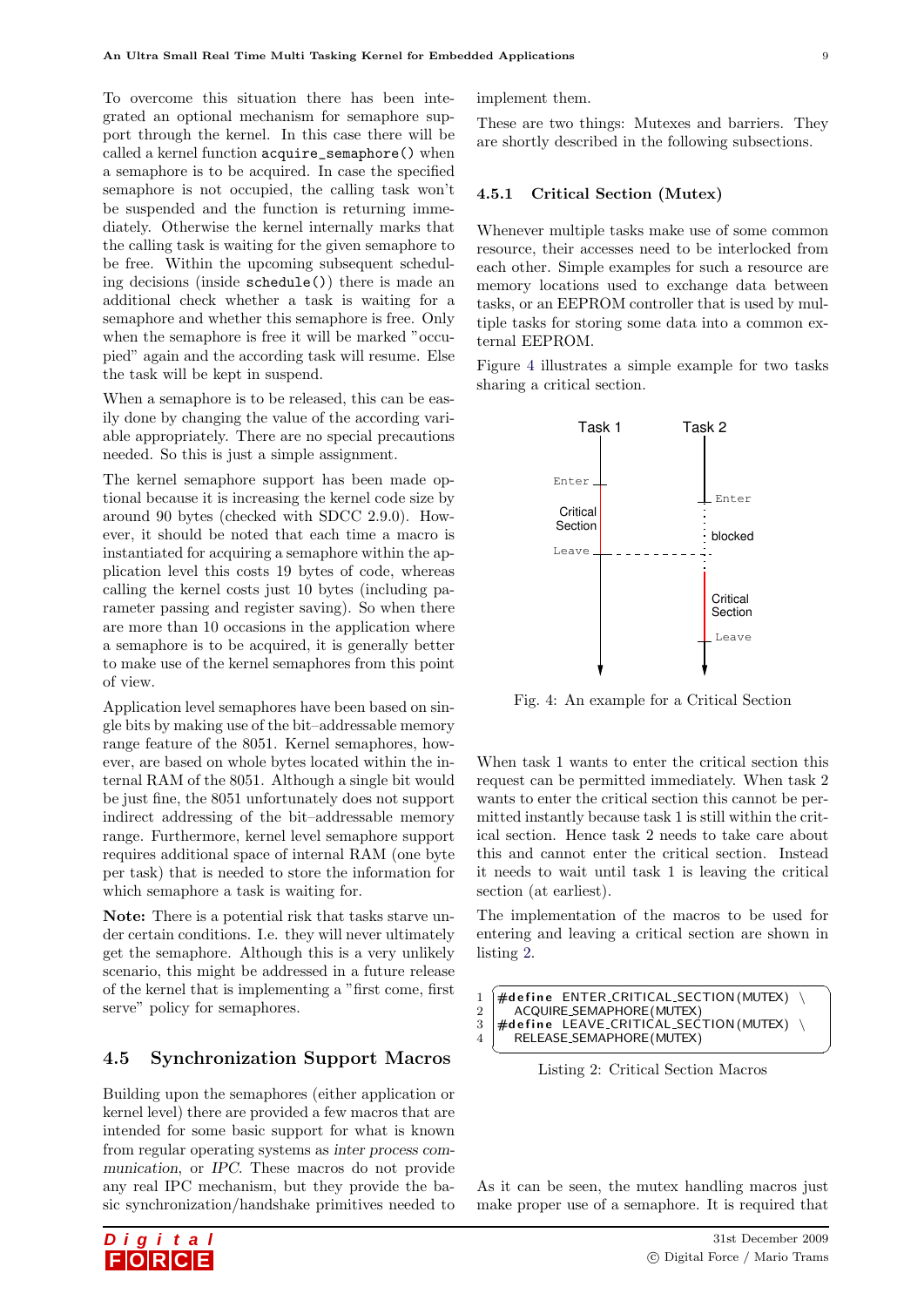To overcome this situation there has been integrated an optional mechanism for semaphore support through the kernel. In this case there will be called a kernel function `acquire_semaphore()` when a semaphore is to be acquired. In case the specified semaphore is not occupied, the calling task won't be suspended and the function is returning immediately. Otherwise the kernel internally marks that the calling task is waiting for the given semaphore to be free. Within the upcoming subsequent scheduling decisions (inside `schedule()`) there is made an additional check whether a task is waiting for a semaphore and whether this semaphore is free. Only when the semaphore is free it will be marked "occupied" again and the according task will resume. Else the task will be kept in suspend.

When a semaphore is to be released, this can be easily done by changing the value of the according variable appropriately. There are no special precautions needed. So this is just a simple assignment.

The kernel semaphore support has been made optional because it is increasing the kernel code size by around 90 bytes (checked with SDCC 2.9.0). However, it should be noted that each time a macro is instantiated for acquiring a semaphore within the application level this costs 19 bytes of code, whereas calling the kernel costs just 10 bytes (including parameter passing and register saving). So when there are more than 10 occasions in the application where a semaphore is to be acquired, it is generally better to make use of the kernel semaphores from this point of view.

Application level semaphores have been based on single bits by making use of the bit–addressable memory range feature of the 8051. Kernel semaphores, however, are based on whole bytes located within the internal RAM of the 8051. Although a single bit would be just fine, the 8051 unfortunately does not support indirect addressing of the bit–addressable memory range. Furthermore, kernel level semaphore support requires additional space of internal RAM (one byte per task) that is needed to store the information for which semaphore a task is waiting for.

**Note:** There is a potential risk that tasks starve under certain conditions. I.e. they will never ultimately get the semaphore. Although this is a very unlikely scenario, this might be addressed in a future release of the kernel that is implementing a "first come, first serve" policy for semaphores.

## 4.5 Synchronization Support Macros

Building upon the semaphores (either application or kernel level) there are provided a few macros that are intended for some basic support for what is known from regular operating systems as *inter process communication*, or *IPC*. These macros do not provide any real IPC mechanism, but they provide the basic synchronization/handshake primitives needed to implement them.

These are two things: Mutexes and barriers. They are shortly described in the following subsections.

### 4.5.1 Critical Section (Mutex)

Whenever multiple tasks make use of some common resource, their accesses need to be interlocked from each other. Simple examples for such a resource are memory locations used to exchange data between tasks, or an EEPROM controller that is used by multiple tasks for storing some data into a common external EEPROM.

Figure 4 illustrates a simple example for two tasks sharing a critical section.

Fig. 4: An example for a Critical Section

When task 1 wants to enter the critical section this request can be permitted immediately. When task 2 wants to enter the critical section this cannot be permitted instantly because task 1 is still within the critical section. Hence task 2 needs to take care about this and cannot enter the critical section. Instead it needs to wait until task 1 is leaving the critical section (at earliest).

The implementation of the macros to be used for entering and leaving a critical section are shown in listing 2.

```
1 #define ENTER_CRITICAL_SECTION(MUTEX) \
2     ACQUIRE_SEMAPHORE(MUTEX)
3 #define LEAVE_CRITICAL_SECTION(MUTEX) \
4     RELEASE_SEMAPHORE(MUTEX)
```

Listing 2: Critical Section Macros

As it can be seen, the mutex handling macros just make proper use of a semaphore. It is required that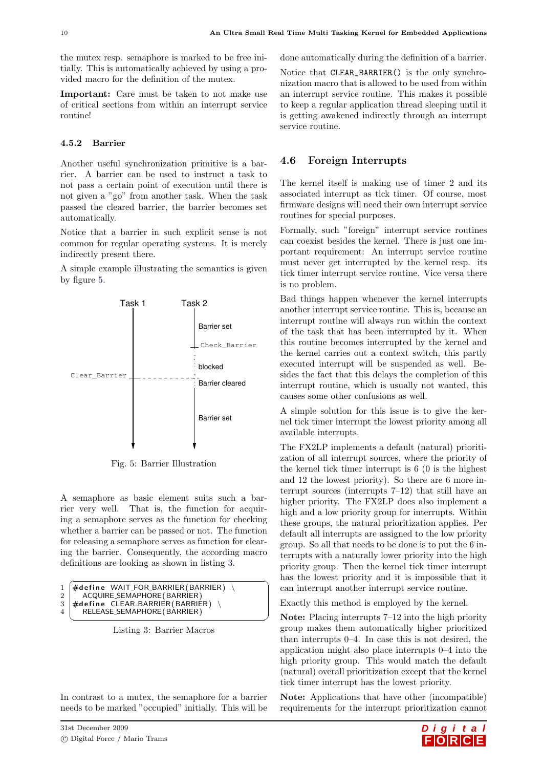the mutex resp. semaphore is marked to be free initially. This is automatically achieved by using a provided macro for the definition of the mutex.

**Important:** Care must be taken to not make use of critical sections from within an interrupt service routine!

### 4.5.2 Barrier

Another useful synchronization primitive is a barrier. A barrier can be used to instruct a task to not pass a certain point of execution until there is not given a "go" from another task. When the task passed the cleared barrier, the barrier becomes set automatically.

Notice that a barrier in such explicit sense is not common for regular operating systems. It is merely indirectly present there.

A simple example illustrating the semantics is given by figure 5.

Fig. 5: Barrier Illustration

A semaphore as basic element suits such a barrier very well. That is, the function for acquiring a semaphore serves as the function for checking whether a barrier can be passed or not. The function for releasing a semaphore serves as function for clearing the barrier. Consequently, the according macro definitions are looking as shown in listing 3.

```
1  #define WAIT_FOR_BARRIER(BARRIER) \
2     ACQUIRE_SEMAPHORE(BARRIER)
3  #define CLEAR_BARRIER(BARRIER) \
4     RELEASE_SEMAPHORE(BARRIER)
```

Listing 3: Barrier Macros

In contrast to a mutex, the semaphore for a barrier needs to be marked "occupied" initially. This will be done automatically during the definition of a barrier.

Notice that `CLEAR_BARRIER()` is the only synchronization macro that is allowed to be used from within an interrupt service routine. This makes it possible to keep a regular application thread sleeping until it is getting awakened indirectly through an interrupt service routine.

## 4.6 Foreign Interrupts

The kernel itself is making use of timer 2 and its associated interrupt as tick timer. Of course, most firmware designs will need their own interrupt service routines for special purposes.

Formally, such "foreign" interrupt service routines can coexist besides the kernel. There is just one important requirement: An interrupt service routine must never get interrupted by the kernel resp. its tick timer interrupt service routine. Vice versa there is no problem.

Bad things happen whenever the kernel interrupts another interrupt service routine. This is, because an interrupt routine will always run within the context of the task that has been interrupted by it. When this routine becomes interrupted by the kernel and the kernel carries out a context switch, this partly executed interrupt will be suspended as well. Besides the fact that this delays the completion of this interrupt routine, which is usually not wanted, this causes some other confusions as well.

A simple solution for this issue is to give the kernel tick timer interrupt the lowest priority among all available interrupts.

The FX2LP implements a default (natural) prioritization of all interrupt sources, where the priority of the kernel tick timer interrupt is 6 (0 is the highest and 12 the lowest priority). So there are 6 more interrupt sources (interrupts 7–12) that still have an higher priority. The FX2LP does also implement a high and a low priority group for interrupts. Within these groups, the natural prioritization applies. Per default all interrupts are assigned to the low priority group. So all that needs to be done is to put the 6 interrupts with a naturally lower priority into the high priority group. Then the kernel tick timer interrupt has the lowest priority and it is impossible that it can interrupt another interrupt service routine.

Exactly this method is employed by the kernel.

**Note:** Placing interrupts 7–12 into the high priority group makes them automatically higher prioritized than interrupts 0–4. In case this is not desired, the application might also place interrupts 0–4 into the high priority group. This would match the default (natural) overall prioritization except that the kernel tick timer interrupt has the lowest priority.

**Note:** Applications that have other (incompatible) requirements for the interrupt prioritization cannot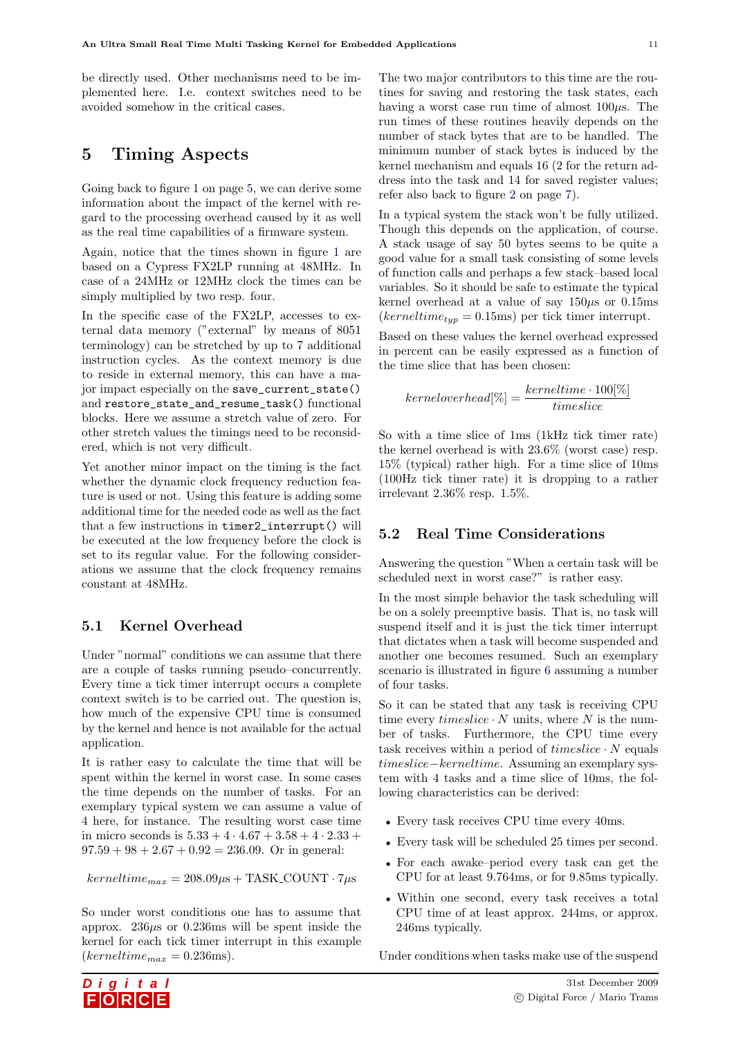be directly used. Other mechanisms need to be implemented here. I.e. context switches need to be avoided somehow in the critical cases.

# 5 Timing Aspects

Going back to figure 1 on page 5, we can derive some information about the impact of the kernel with regard to the processing overhead caused by it as well as the real time capabilities of a firmware system.

Again, notice that the times shown in figure 1 are based on a Cypress FX2LP running at 48MHz. In case of a 24MHz or 12MHz clock the times can be simply multiplied by two resp. four.

In the specific case of the FX2LP, accesses to external data memory ("external" by means of 8051 terminology) can be stretched by up to 7 additional instruction cycles. As the context memory is due to reside in external memory, this can have a major impact especially on the `save_current_state()` and `restore_state_and_resume_task()` functional blocks. Here we assume a stretch value of zero. For other stretch values the timings need to be reconsidered, which is not very difficult.

Yet another minor impact on the timing is the fact whether the dynamic clock frequency reduction feature is used or not. Using this feature is adding some additional time for the needed code as well as the fact that a few instructions in `timer2_interrupt()` will be executed at the low frequency before the clock is set to its regular value. For the following considerations we assume that the clock frequency remains constant at 48MHz.

## 5.1 Kernel Overhead

Under "normal" conditions we can assume that there are a couple of tasks running pseudo–concurrently. Every time a tick timer interrupt occurs a complete context switch is to be carried out. The question is, how much of the expensive CPU time is consumed by the kernel and hence is not available for the actual application.

It is rather easy to calculate the time that will be spent within the kernel in worst case. In some cases the time depends on the number of tasks. For an exemplary typical system we can assume a value of 4 here, for instance. The resulting worst case time in micro seconds is $5.33 + 4 \cdot 4.67 + 3.58 + 4 \cdot 2.33 + 97.59 + 98 + 2.67 + 0.92 = 236.09$. Or in general:

$$kerneltime_{max} = 208.09\mu s + \text{TASK\_COUNT} \cdot 7\mu s$$

So under worst conditions one has to assume that approx. $236\mu s$ or 0.236ms will be spent inside the kernel for each tick timer interrupt in this example ($kerneltime_{max} = 0.236\text{ms}$).

The two major contributors to this time are the routines for saving and restoring the task states, each having a worst case run time of almost $100\mu s$. The run times of these routines heavily depends on the number of stack bytes that are to be handled. The minimum number of stack bytes is induced by the kernel mechanism and equals 16 (2 for the return address into the task and 14 for saved register values; refer also back to figure 2 on page 7).

In a typical system the stack won't be fully utilized. Though this depends on the application, of course. A stack usage of say 50 bytes seems to be quite a good value for a small task consisting of some levels of function calls and perhaps a few stack–based local variables. So it should be safe to estimate the typical kernel overhead at a value of say $150\mu s$ or 0.15ms ($kerneltime_{typ} = 0.15\text{ms}$) per tick timer interrupt.

Based on these values the kernel overhead expressed in percent can be easily expressed as a function of the time slice that has been chosen:

$$kerneloverhead[\%] = \frac{kerneltime \cdot 100[\%]}{timeslice}$$

So with a time slice of 1ms (1kHz tick timer rate) the kernel overhead is with 23.6% (worst case) resp. 15% (typical) rather high. For a time slice of 10ms (100Hz tick timer rate) it is dropping to a rather irrelevant 2.36% resp. 1.5%.

## 5.2 Real Time Considerations

Answering the question "When a certain task will be scheduled next in worst case?" is rather easy.

In the most simple behavior the task scheduling will be on a solely preemptive basis. That is, no task will suspend itself and it is just the tick timer interrupt that dictates when a task will become suspended and another one becomes resumed. Such an exemplary scenario is illustrated in figure 6 assuming a number of four tasks.

So it can be stated that any task is receiving CPU time every $timeslice \cdot N$ units, where $N$ is the number of tasks. Furthermore, the CPU time every task receives within a period of $timeslice \cdot N$ equals $timeslice - kerneltime$. Assuming an exemplary system with 4 tasks and a time slice of 10ms, the following characteristics can be derived:

- Every task receives CPU time every 40ms.
- Every task will be scheduled 25 times per second.
- For each awake–period every task can get the CPU for at least 9.764ms, or for 9.85ms typically.
- Within one second, every task receives a total CPU time of at least approx. 244ms, or approx. 246ms typically.

Under conditions when tasks make use of the suspend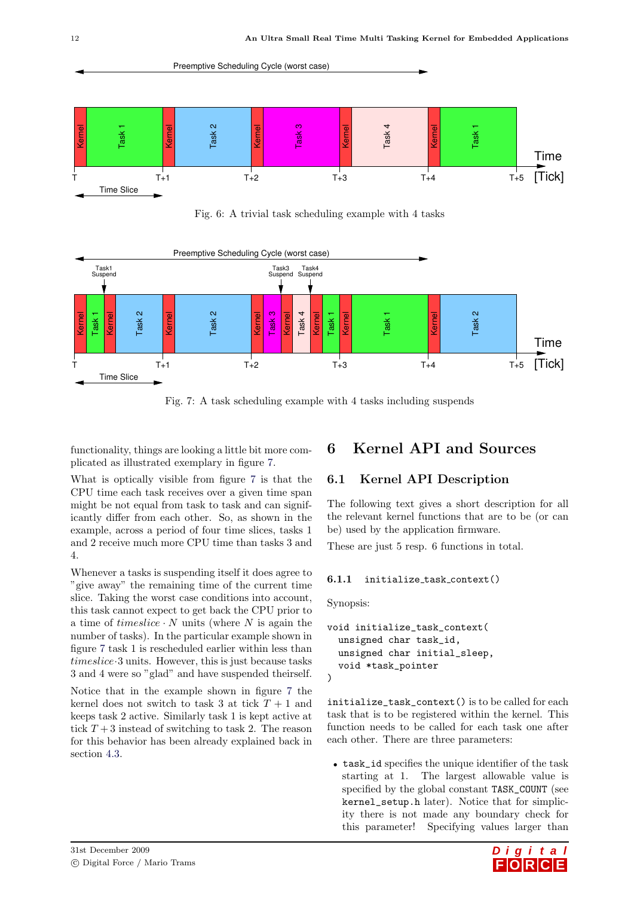Fig. 6: A trivial task scheduling example with 4 tasks

Fig. 7: A task scheduling example with 4 tasks including suspends

functionality, things are looking a little bit more complicated as illustrated exemplary in figure 7.

What is optically visible from figure 7 is that the CPU time each task receives over a given time span might be not equal from task to task and can significantly differ from each other. So, as shown in the example, across a period of four time slices, tasks 1 and 2 receive much more CPU time than tasks 3 and 4.

Whenever a tasks is suspending itself it does agree to "give away" the remaining time of the current time slice. Taking the worst case conditions into account, this task cannot expect to get back the CPU prior to a time of $timeslice \cdot N$ units (where $N$ is again the number of tasks). In the particular example shown in figure 7 task 1 is rescheduled earlier within less than $timeslice \cdot 3$ units. However, this is just because tasks 3 and 4 were so "glad" and have suspended theirself.

Notice that in the example shown in figure 7 the kernel does not switch to task 3 at tick $T + 1$ and keeps task 2 active. Similarly task 1 is kept active at tick $T + 3$ instead of switching to task 2. The reason for this behavior has been already explained back in section 4.3.

# 6 Kernel API and Sources

## 6.1 Kernel API Description

The following text gives a short description for all the relevant kernel functions that are to be (or can be) used by the application firmware.

These are just 5 resp. 6 functions in total.

### 6.1.1 `initialize_task_context()`

Synopsis:

```
void initialize_task_context(
  unsigned char task_id,
  unsigned char initial_sleep,
  void *task_pointer
)
```

`initialize_task_context()` is to be called for each task that is to be registered within the kernel. This function needs to be called for each task one after each other. There are three parameters:

- `task_id` specifies the unique identifier of the task starting at 1. The largest allowable value is specified by the global constant `TASK_COUNT` (see `kernel_setup.h` later). Notice that for simplicity there is not made any boundary check for this parameter! Specifying values larger than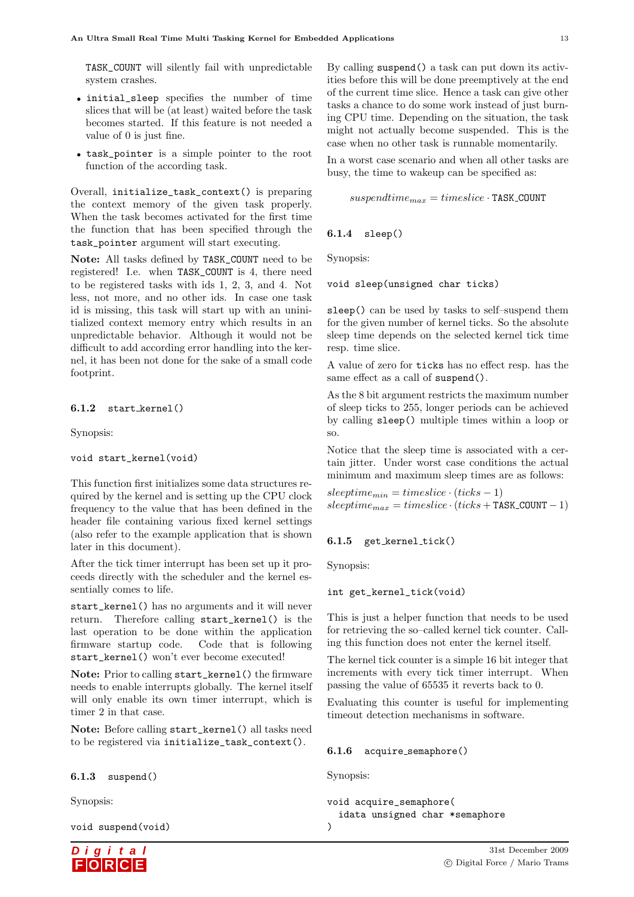TASK_COUNT will silently fail with unpredictable system crashes.

- initial_sleep specifies the number of time slices that will be (at least) waited before the task becomes started. If this feature is not needed a value of 0 is just fine.
- task_pointer is a simple pointer to the root function of the according task.

Overall, initialize_task_context() is preparing the context memory of the given task properly. When the task becomes activated for the first time the function that has been specified through the task_pointer argument will start executing.

**Note:** All tasks defined by TASK_COUNT need to be registered! I.e. when TASK_COUNT is 4, there need to be registered tasks with ids 1, 2, 3, and 4. Not less, not more, and no other ids. In case one task id is missing, this task will start up with an uninitialized context memory entry which results in an unpredictable behavior. Although it would not be difficult to add according error handling into the kernel, it has been not done for the sake of a small code footprint.

#### 6.1.2 start_kernel()

Synopsis:

```
void start_kernel(void)
```

This function first initializes some data structures required by the kernel and is setting up the CPU clock frequency to the value that has been defined in the header file containing various fixed kernel settings (also refer to the example application that is shown later in this document).

After the tick timer interrupt has been set up it proceeds directly with the scheduler and the kernel essentially comes to life.

start_kernel() has no arguments and it will never return. Therefore calling start_kernel() is the last operation to be done within the application firmware startup code. Code that is following start_kernel() won't ever become executed!

**Note:** Prior to calling start_kernel() the firmware needs to enable interrupts globally. The kernel itself will only enable its own timer interrupt, which is timer 2 in that case.

**Note:** Before calling start_kernel() all tasks need to be registered via initialize_task_context().

#### 6.1.3 suspend()

Synopsis:

```
void suspend(void)
```

By calling suspend() a task can put down its activities before this will be done preemptively at the end of the current time slice. Hence a task can give other tasks a chance to do some work instead of just burning CPU time. Depending on the situation, the task might not actually become suspended. This is the case when no other task is runnable momentarily.

In a worst case scenario and when all other tasks are busy, the time to wakeup can be specified as:

$$suspendtime_{max} = timeslice \cdot \texttt{TASK\_COUNT}$$

#### 6.1.4 sleep()

Synopsis:

```
void sleep(unsigned char ticks)
```

sleep() can be used by tasks to self–suspend them for the given number of kernel ticks. So the absolute sleep time depends on the selected kernel tick time resp. time slice.

A value of zero for ticks has no effect resp. has the same effect as a call of suspend().

As the 8 bit argument restricts the maximum number of sleep ticks to 255, longer periods can be achieved by calling sleep() multiple times within a loop or so.

Notice that the sleep time is associated with a certain jitter. Under worst case conditions the actual minimum and maximum sleep times are as follows:

$$sleeptime_{min} = timeslice \cdot (ticks - 1)$$
$$sleeptime_{max} = timeslice \cdot (ticks + \texttt{TASK\_COUNT} - 1)$$

#### 6.1.5 get_kernel_tick()

Synopsis:

```
int get_kernel_tick(void)
```

This is just a helper function that needs to be used for retrieving the so–called kernel tick counter. Calling this function does not enter the kernel itself.

The kernel tick counter is a simple 16 bit integer that increments with every tick timer interrupt. When passing the value of 65535 it reverts back to 0.

Evaluating this counter is useful for implementing timeout detection mechanisms in software.

#### 6.1.6 acquire_semaphore()

Synopsis:

```
void acquire_semaphore(
  idata unsigned char *semaphore
)
```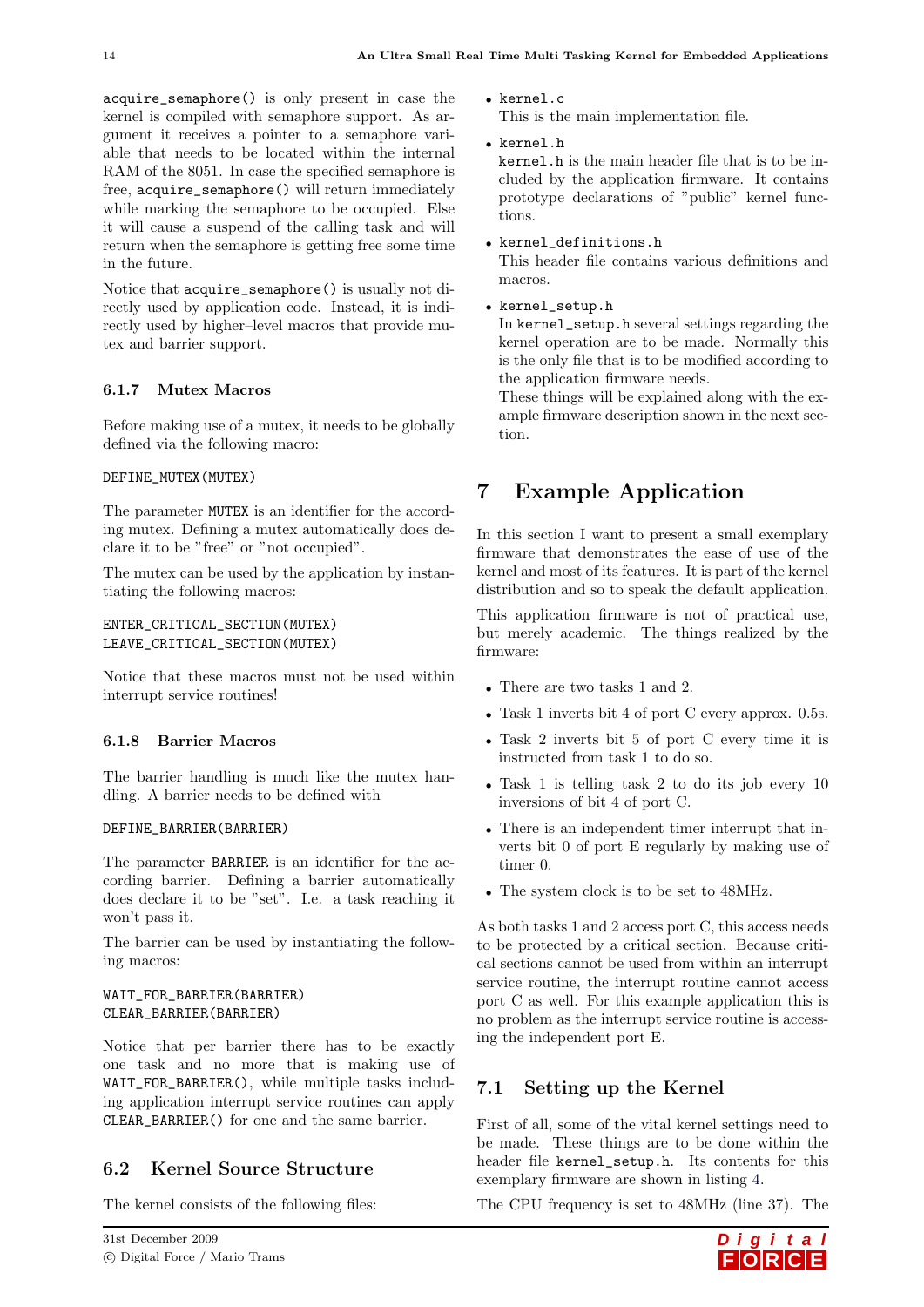`acquire_semaphore()` is only present in case the kernel is compiled with semaphore support. As argument it receives a pointer to a semaphore variable that needs to be located within the internal RAM of the 8051. In case the specified semaphore is free, `acquire_semaphore()` will return immediately while marking the semaphore to be occupied. Else it will cause a suspend of the calling task and will return when the semaphore is getting free some time in the future.

Notice that `acquire_semaphore()` is usually not directly used by application code. Instead, it is indirectly used by higher–level macros that provide mutex and barrier support.

### 6.1.7 Mutex Macros

Before making use of a mutex, it needs to be globally defined via the following macro:

```
DEFINE_MUTEX(MUTEX)
```

The parameter `MUTEX` is an identifier for the according mutex. Defining a mutex automatically does declare it to be "free" or "not occupied".

The mutex can be used by the application by instantiating the following macros:

```
ENTER_CRITICAL_SECTION(MUTEX)
LEAVE_CRITICAL_SECTION(MUTEX)
```

Notice that these macros must not be used within interrupt service routines!

### 6.1.8 Barrier Macros

The barrier handling is much like the mutex handling. A barrier needs to be defined with

```
DEFINE_BARRIER(BARRIER)
```

The parameter `BARRIER` is an identifier for the according barrier. Defining a barrier automatically does declare it to be "set". I.e. a task reaching it won't pass it.

The barrier can be used by instantiating the following macros:

```
WAIT_FOR_BARRIER(BARRIER)
CLEAR_BARRIER(BARRIER)
```

Notice that per barrier there has to be exactly one task and no more that is making use of `WAIT_FOR_BARRIER()`, while multiple tasks including application interrupt service routines can apply `CLEAR_BARRIER()` for one and the same barrier.

## 6.2 Kernel Source Structure

The kernel consists of the following files:

- `kernel.c`
  This is the main implementation file.
- `kernel.h`
  `kernel.h` is the main header file that is to be included by the application firmware. It contains prototype declarations of "public" kernel functions.
- `kernel_definitions.h`
  This header file contains various definitions and macros.
- `kernel_setup.h`
  In `kernel_setup.h` several settings regarding the kernel operation are to be made. Normally this is the only file that is to be modified according to the application firmware needs.
  These things will be explained along with the example firmware description shown in the next section.

# 7 Example Application

In this section I want to present a small exemplary firmware that demonstrates the ease of use of the kernel and most of its features. It is part of the kernel distribution and so to speak the default application.

This application firmware is not of practical use, but merely academic. The things realized by the firmware:

- There are two tasks 1 and 2.
- Task 1 inverts bit 4 of port C every approx. 0.5s.
- Task 2 inverts bit 5 of port C every time it is instructed from task 1 to do so.
- Task 1 is telling task 2 to do its job every 10 inversions of bit 4 of port C.
- There is an independent timer interrupt that inverts bit 0 of port E regularly by making use of timer 0.
- The system clock is to be set to 48MHz.

As both tasks 1 and 2 access port C, this access needs to be protected by a critical section. Because critical sections cannot be used from within an interrupt service routine, the interrupt routine cannot access port C as well. For this example application this is no problem as the interrupt service routine is accessing the independent port E.

## 7.1 Setting up the Kernel

First of all, some of the vital kernel settings need to be made. These things are to be done within the header file `kernel_setup.h`. Its contents for this exemplary firmware are shown in listing 4.

The CPU frequency is set to 48MHz (line 37). The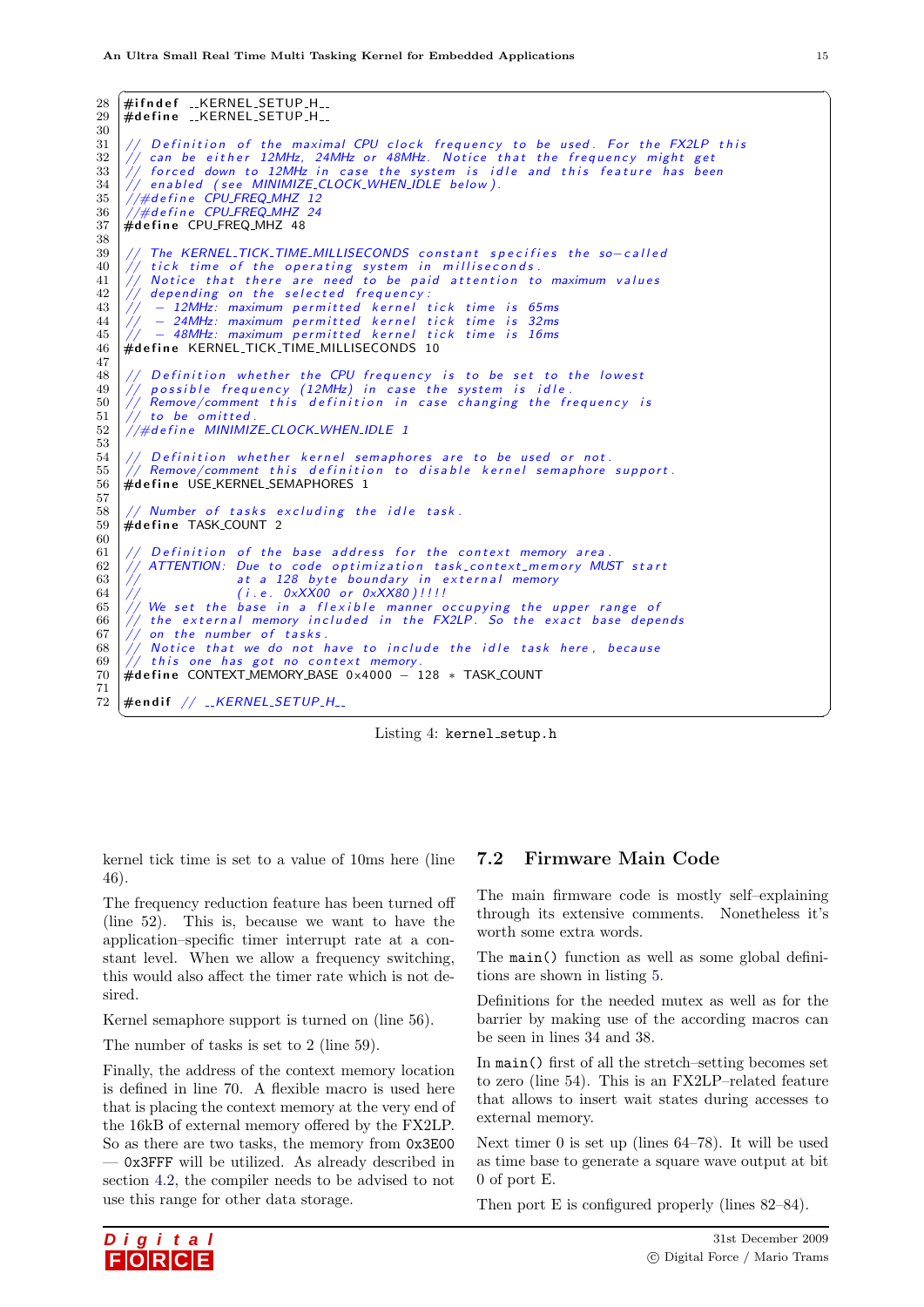```c
28 #ifndef __KERNEL_SETUP_H__
29 #define __KERNEL_SETUP_H__
30
31 // Definition of the maximal CPU clock frequency to be used. For the FX2LP this
32 // can be either 12MHz, 24MHz or 48MHz. Notice that the frequency might get
33 // forced down to 12MHz in case the system is idle and this feature has been
34 // enabled (see MINIMIZE_CLOCK_WHEN_IDLE below).
35 //#define CPU_FREQ_MHZ 12
36 //#define CPU_FREQ_MHZ 24
37 #define CPU_FREQ_MHZ 48
38
39 // The KERNEL_TICK_TIME_MILLISECONDS constant specifies the so-called
40 // tick time of the operating system in milliseconds.
41 // Notice that there are need to be paid attention to maximum values
42 // depending on the selected frequency:
43 //  - 12MHz: maximum permitted kernel tick time is 65ms
44 //  - 24MHz: maximum permitted kernel tick time is 32ms
45 //  - 48MHz: maximum permitted kernel tick time is 16ms
46 #define KERNEL_TICK_TIME_MILLISECONDS 10
47
48 // Definition whether the CPU frequency is to be set to the lowest
49 // possible frequency (12MHz) in case the system is idle.
50 // Remove/comment this definition in case changing the frequency is
51 // to be omitted.
52 //#define MINIMIZE_CLOCK_WHEN_IDLE 1
53
54 // Definition whether kernel semaphores are to be used or not.
55 // Remove/comment this definition to disable kernel semaphore support.
56 #define USE_KERNEL_SEMAPHORES 1
57
58 // Number of tasks excluding the idle task.
59 #define TASK_COUNT 2
60
61 // Definition of the base address for the context memory area.
62 // ATTENTION: Due to code optimization task_context_memory MUST start
63 //            at a 128 byte boundary in external memory
64 //            (i.e. 0xXX00 or 0xXX80)!!!!
65 // We set the base in a flexible manner occupying the upper range of
66 // the external memory included in the FX2LP. So the exact base depends
67 // on the number of tasks.
68 // Notice that we do not have to include the idle task here, because
69 // this one has got no context memory.
70 #define CONTEXT_MEMORY_BASE 0x4000 - 128 * TASK_COUNT
71
72 #endif // __KERNEL_SETUP_H__
```

Listing 4: `kernel_setup.h`

kernel tick time is set to a value of 10ms here (line 46).

The frequency reduction feature has been turned off (line 52). This is, because we want to have the application–specific timer interrupt rate at a constant level. When we allow a frequency switching, this would also affect the timer rate which is not desired.

Kernel semaphore support is turned on (line 56).

The number of tasks is set to 2 (line 59).

Finally, the address of the context memory location is defined in line 70. A flexible macro is used here that is placing the context memory at the very end of the 16kB of external memory offered by the FX2LP. So as there are two tasks, the memory from `0x3E00` — `0x3FFF` will be utilized. As already described in section 4.2, the compiler needs to be advised to not use this range for other data storage.

## 7.2 Firmware Main Code

The main firmware code is mostly self–explaining through its extensive comments. Nonetheless it's worth some extra words.

The `main()` function as well as some global definitions are shown in listing 5.

Definitions for the needed mutex as well as for the barrier by making use of the according macros can be seen in lines 34 and 38.

In `main()` first of all the stretch–setting becomes set to zero (line 54). This is an FX2LP–related feature that allows to insert wait states during accesses to external memory.

Next timer 0 is set up (lines 64–78). It will be used as time base to generate a square wave output at bit 0 of port E.

Then port E is configured properly (lines 82–84).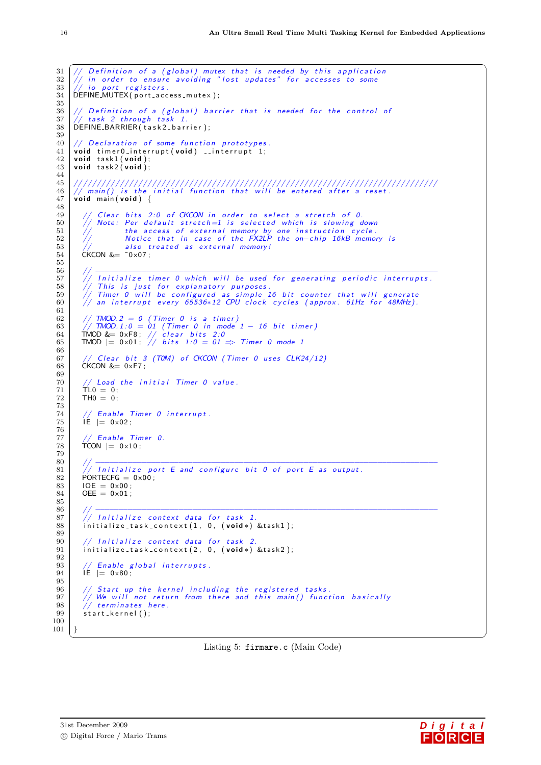```c
// Definition of a (global) mutex that is needed by this application
// in order to ensure avoiding "lost updates" for accesses to some
// io port registers.
DEFINE_MUTEX(port_access_mutex);

// Definition of a (global) barrier that is needed for the control of
// task 2 through task 1.
DEFINE_BARRIER(task2_barrier);

// Declaration of some function prototypes.
void timer0_interrupt(void) __interrupt 1;
void task1(void);
void task2(void);

////////////////////////////////////////////////////////////////////////////
// main() is the initial function that will be entered after a reset.
void main(void) {

  // Clear bits 2:0 of CKCON in order to select a stretch of 0.
  // Note: Per default stretch=1 is selected which is slowing down
  //       the access of external memory by one instruction cycle.
  //       Notice that in case of the FX2LP the on-chip 16kB memory is
  //       also treated as external memory!
  CKCON &= ~0x07;

  // ----------------------------------------------------------------------
  // Initialize timer 0 which will be used for generating periodic interrupts.
  // This is just for explanatory purposes.
  // Timer 0 will be configured as simple 16 bit counter that will generate
  // an interrupt every 65536*12 CPU clock cycles (approx. 61Hz for 48MHz).

  // TMOD.2 = 0 (Timer 0 is a timer)
  // TMOD.1:0 = 01 (Timer 0 in mode 1 - 16 bit timer)
  TMOD &= 0xF8; // clear bits 2:0
  TMOD |= 0x01; // bits 1:0 = 01 => Timer 0 mode 1

  // Clear bit 3 (T0M) of CKCON (Timer 0 uses CLK24/12)
  CKCON &= 0xF7;

  // Load the initial Timer 0 value.
  TL0 = 0;
  TH0 = 0;

  // Enable Timer 0 interrupt.
  IE |= 0x02;

  // Enable Timer 0.
  TCON |= 0x10;

  // ----------------------------------------------------------------------
  // Initialize port E and configure bit 0 of port E as output.
  PORTECFG = 0x00;
  IOE = 0x00;
  OEE = 0x01;

  // ----------------------------------------------------------------------
  // Initialize context data for task 1.
  initialize_task_context(1, 0, (void*) &task1);

  // Initialize context data for task 2.
  initialize_task_context(2, 0, (void*) &task2);

  // Enable global interrupts.
  IE |= 0x80;

  // Start up the kernel including the registered tasks.
  // We will not return from there and this main() function basically
  // terminates here.
  start_kernel();

}
```

Listing 5: `firmare.c` (Main Code)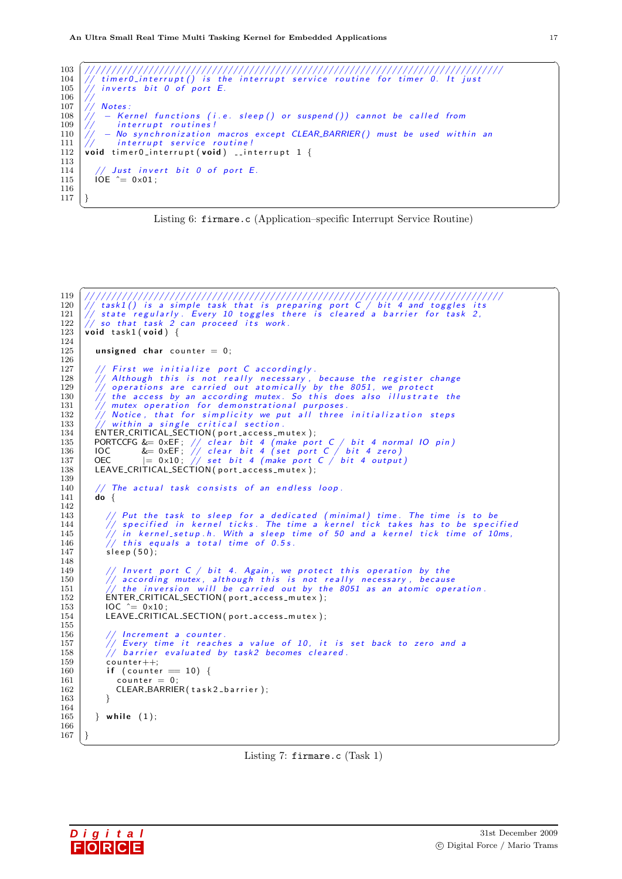```c
///////////////////////////////////////////////////////////////////////////
// timer0_interrupt() is the interrupt service routine for timer 0. It just
// inverts bit 0 of port E.
//
// Notes:
// - Kernel functions (i.e. sleep() or suspend()) cannot be called from
//   interrupt routines!
// - No synchronization macros except CLEAR_BARRIER() must be used within an
//   interrupt service routine!
void timer0_interrupt(void) __interrupt 1 {

  // Just invert bit 0 of port E.
  IOE ^= 0x01;

}
```

Listing 6: `firmare.c` (Application–specific Interrupt Service Routine)

```c
///////////////////////////////////////////////////////////////////////////
// task1() is a simple task that is preparing port C / bit 4 and toggles its
// state regularly. Every 10 toggles there is cleared a barrier for task 2,
// so that task 2 can proceed its work.
void task1(void) {

  unsigned char counter = 0;

  // First we initialize port C accordingly.
  // Although this is not really necessary, because the register change
  // operations are carried out atomically by the 8051, we protect
  // the access by an according mutex. So this does also illustrate the
  // mutex operation for demonstrational purposes.
  // Notice, that for simplicity we put all three initialization steps
  // within a single critical section.
  ENTER_CRITICAL_SECTION(port_access_mutex);
  PORTCCFG &= 0xEF; // clear bit 4 (make port C / bit 4 normal IO pin)
  IOC      &= 0xEF; // clear bit 4 (set port C / bit 4 zero)
  OEC      |= 0x10; // set bit 4 (make port C / bit 4 output)
  LEAVE_CRITICAL_SECTION(port_access_mutex);

  // The actual task consists of an endless loop.
  do {

    // Put the task to sleep for a dedicated (minimal) time. The time is to be
    // specified in kernel ticks. The time a kernel tick takes has to be specified
    // in kernel_setup.h. With a sleep time of 50 and a kernel tick time of 10ms,
    // this equals a total time of 0.5s.
    sleep(50);

    // Invert port C / bit 4. Again, we protect this operation by the
    // according mutex, although this is not really necessary, because
    // the inversion will be carried out by the 8051 as an atomic operation.
    ENTER_CRITICAL_SECTION(port_access_mutex);
    IOC ^= 0x10;
    LEAVE_CRITICAL_SECTION(port_access_mutex);

    // Increment a counter.
    // Every time it reaches a value of 10, it is set back to zero and a
    // barrier evaluated by task2 becomes cleared.
    counter++;
    if (counter == 10) {
      counter = 0;
      CLEAR_BARRIER(task2_barrier);
    }

  } while (1);

}
```

Listing 7: `firmare.c` (Task 1)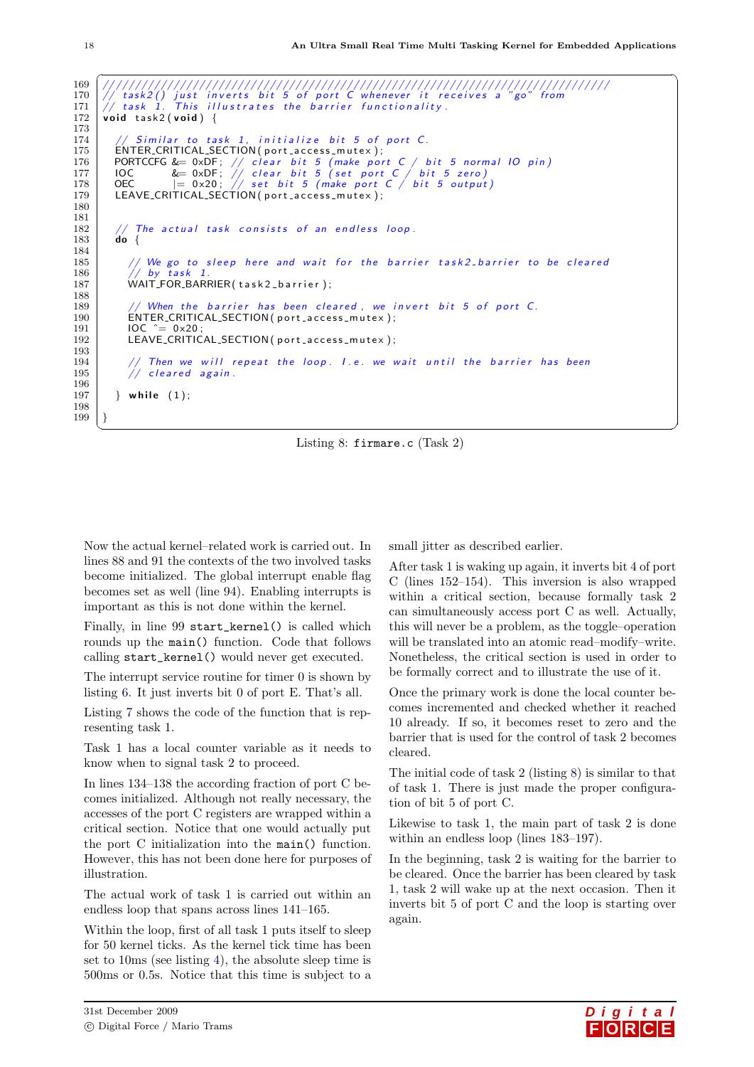```
169  ///////////////////////////////////////////////////////////////////////////////
170  // task2() just inverts bit 5 of port C whenever it receives a "go" from
171  // task 1. This illustrates the barrier functionality.
172  void task2(void) {
173
174    // Similar to task 1, initialize bit 5 of port C.
175    ENTER_CRITICAL_SECTION(port_access_mutex);
176    PORTCCFG &= 0xDF; // clear bit 5 (make port C / bit 5 normal IO pin)
177    IOC      &= 0xDF; // clear bit 5 (set port C / bit 5 zero)
178    OEC      |= 0x20; // set bit 5 (make port C / bit 5 output)
179    LEAVE_CRITICAL_SECTION(port_access_mutex);
180
181
182    // The actual task consists of an endless loop.
183    do {
184
185      // We go to sleep here and wait for the barrier task2_barrier to be cleared
186      // by task 1.
187      WAIT_FOR_BARRIER(task2_barrier);
188
189      // When the barrier has been cleared, we invert bit 5 of port C.
190      ENTER_CRITICAL_SECTION(port_access_mutex);
191      IOC ^= 0x20;
192      LEAVE_CRITICAL_SECTION(port_access_mutex);
193
194      // Then we will repeat the loop. I.e. we wait until the barrier has been
195      // cleared again.
196
197    } while (1);
198
199  }
```

Listing 8: `firmare.c` (Task 2)

Now the actual kernel–related work is carried out. In lines 88 and 91 the contexts of the two involved tasks become initialized. The global interrupt enable flag becomes set as well (line 94). Enabling interrupts is important as this is not done within the kernel.

Finally, in line 99 `start_kernel()` is called which rounds up the `main()` function. Code that follows calling `start_kernel()` would never get executed.

The interrupt service routine for timer 0 is shown by listing 6. It just inverts bit 0 of port E. That's all.

Listing 7 shows the code of the function that is representing task 1.

Task 1 has a local counter variable as it needs to know when to signal task 2 to proceed.

In lines 134–138 the according function of port C becomes initialized. Although not really necessary, the accesses of the port C registers are wrapped within a critical section. Notice that one would actually put the port C initialization into the `main()` function. However, this has not been done here for purposes of illustration.

The actual work of task 1 is carried out within an endless loop that spans across lines 141–165.

Within the loop, first of all task 1 puts itself to sleep for 50 kernel ticks. As the kernel tick time has been set to 10ms (see listing 4), the absolute sleep time is 500ms or 0.5s. Notice that this time is subject to a small jitter as described earlier.

After task 1 is waking up again, it inverts bit 4 of port C (lines 152–154). This inversion is also wrapped within a critical section, because formally task 2 can simultaneously access port C as well. Actually, this will never be a problem, as the toggle–operation will be translated into an atomic read–modify–write. Nonetheless, the critical section is used in order to be formally correct and to illustrate the use of it.

Once the primary work is done the local counter becomes incremented and checked whether it reached 10 already. If so, it becomes reset to zero and the barrier that is used for the control of task 2 becomes cleared.

The initial code of task 2 (listing 8) is similar to that of task 1. There is just made the proper configuration of bit 5 of port C.

Likewise to task 1, the main part of task 2 is done within an endless loop (lines 183–197).

In the beginning, task 2 is waiting for the barrier to be cleared. Once the barrier has been cleared by task 1, task 2 will wake up at the next occasion. Then it inverts bit 5 of port C and the loop is starting over again.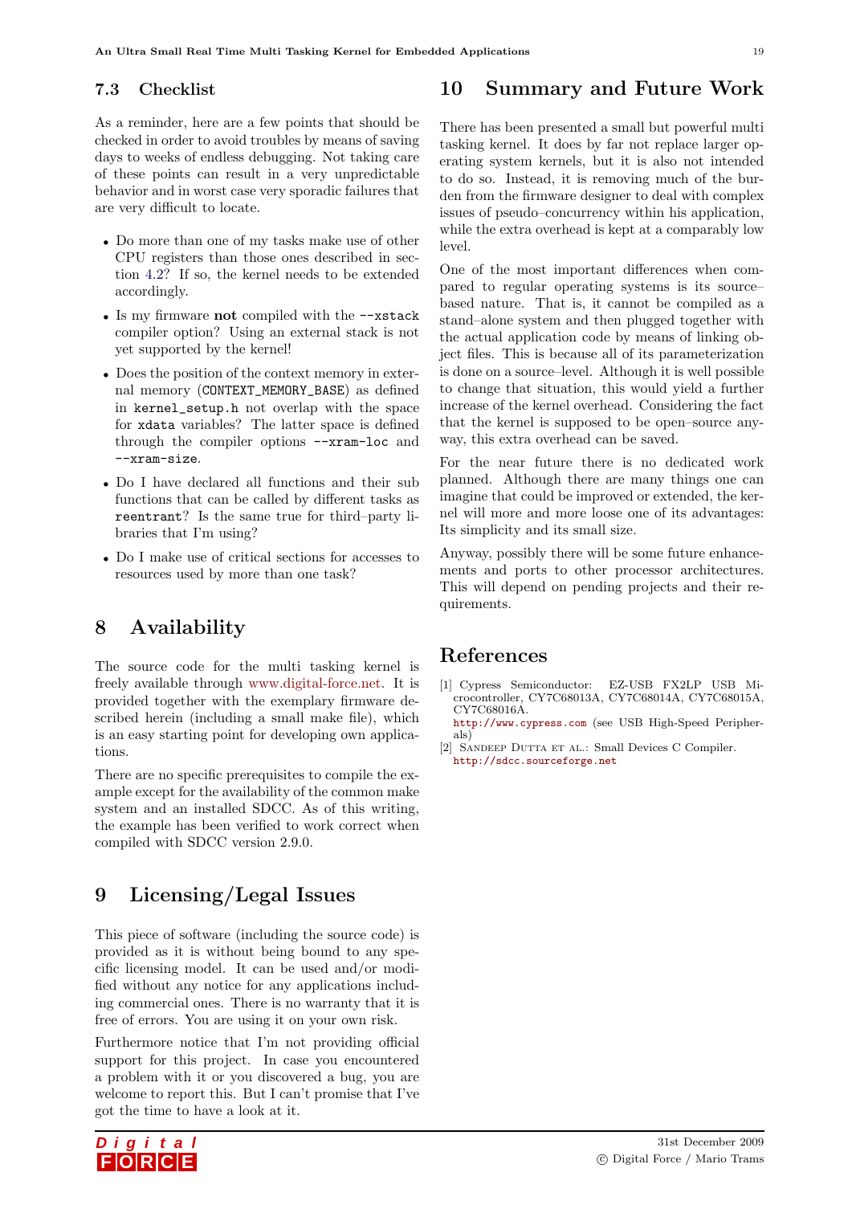## 7.3 Checklist

As a reminder, here are a few points that should be checked in order to avoid troubles by means of saving days to weeks of endless debugging. Not taking care of these points can result in a very unpredictable behavior and in worst case very sporadic failures that are very difficult to locate.

- Do more than one of my tasks make use of other CPU registers than those ones described in section 4.2? If so, the kernel needs to be extended accordingly.
- Is my firmware **not** compiled with the `--xstack` compiler option? Using an external stack is not yet supported by the kernel!
- Does the position of the context memory in external memory (`CONTEXT_MEMORY_BASE`) as defined in `kernel_setup.h` not overlap with the space for `xdata` variables? The latter space is defined through the compiler options `--xram-loc` and `--xram-size`.
- Do I have declared all functions and their sub functions that can be called by different tasks as `reentrant`? Is the same true for third–party libraries that I'm using?
- Do I make use of critical sections for accesses to resources used by more than one task?

# 8 Availability

The source code for the multi tasking kernel is freely available through www.digital-force.net. It is provided together with the exemplary firmware described herein (including a small make file), which is an easy starting point for developing own applications.

There are no specific prerequisites to compile the example except for the availability of the common make system and an installed SDCC. As of this writing, the example has been verified to work correct when compiled with SDCC version 2.9.0.

# 9 Licensing/Legal Issues

This piece of software (including the source code) is provided as it is without being bound to any specific licensing model. It can be used and/or modified without any notice for any applications including commercial ones. There is no warranty that it is free of errors. You are using it on your own risk.

Furthermore notice that I'm not providing official support for this project. In case you encountered a problem with it or you discovered a bug, you are welcome to report this. But I can't promise that I've got the time to have a look at it.

# 10 Summary and Future Work

There has been presented a small but powerful multi tasking kernel. It does by far not replace larger operating system kernels, but it is also not intended to do so. Instead, it is removing much of the burden from the firmware designer to deal with complex issues of pseudo–concurrency within his application, while the extra overhead is kept at a comparably low level.

One of the most important differences when compared to regular operating systems is its source–based nature. That is, it cannot be compiled as a stand–alone system and then plugged together with the actual application code by means of linking object files. This is because all of its parameterization is done on a source–level. Although it is well possible to change that situation, this would yield a further increase of the kernel overhead. Considering the fact that the kernel is supposed to be open–source anyway, this extra overhead can be saved.

For the near future there is no dedicated work planned. Although there are many things one can imagine that could be improved or extended, the kernel will more and more loose one of its advantages: Its simplicity and its small size.

Anyway, possibly there will be some future enhancements and ports to other processor architectures. This will depend on pending projects and their requirements.

# References

[1] Cypress Semiconductor: EZ-USB FX2LP USB Microcontroller, CY7C68013A, CY7C68014A, CY7C68015A, CY7C68016A. http://www.cypress.com (see USB High-Speed Peripherals)

[2] Sandeep Dutta et al.: Small Devices C Compiler. http://sdcc.sourceforge.net